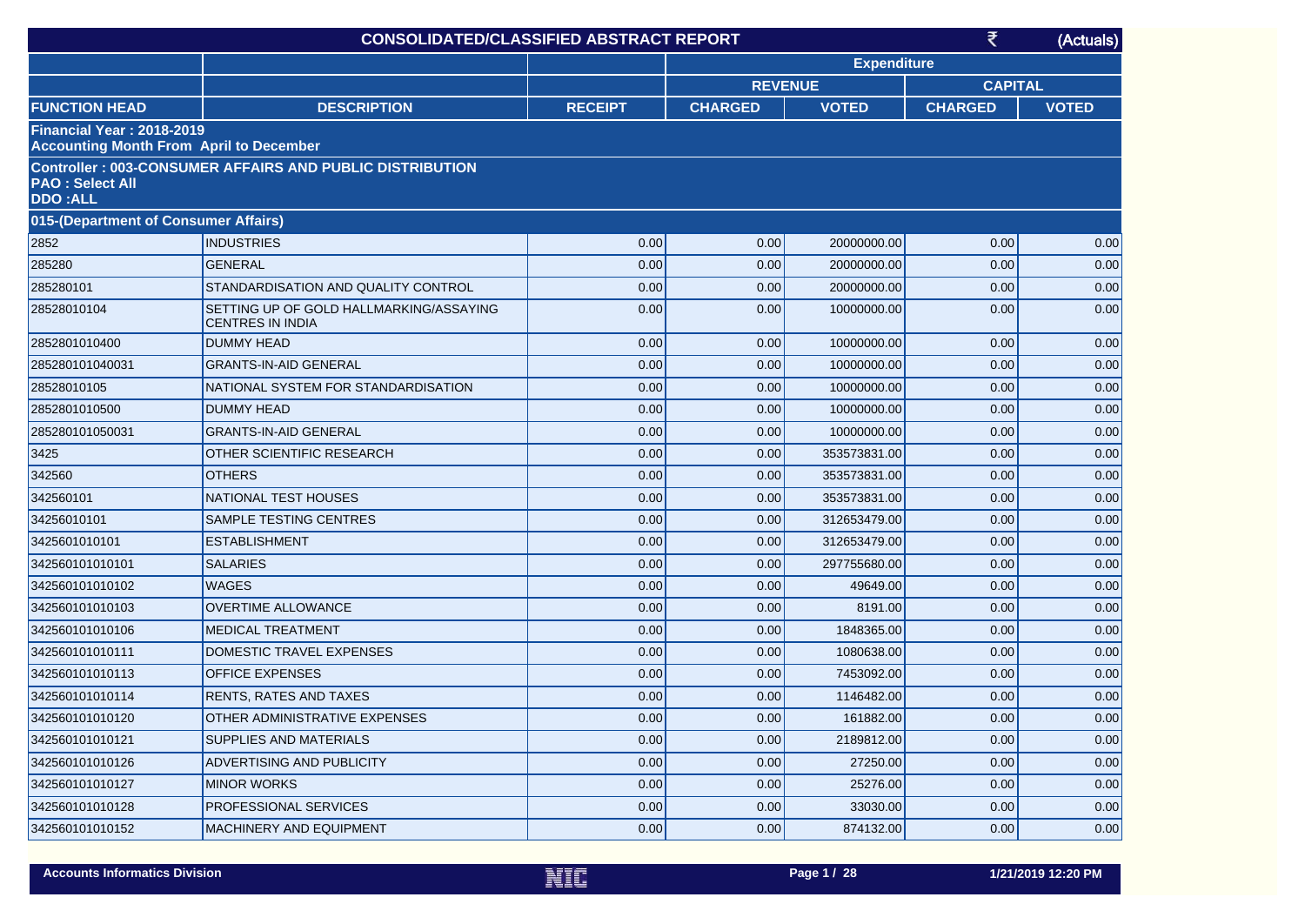# CONSOLIDATED/CLASSIFIED ABSTRACT REPORT

₹ (Actuals)

| FUNCTION HEAD | DESCRIPTION | RECEIPT | Expenditure | | | |
|---|---|---|---|---|---|---|
| | | | REVENUE | | CAPITAL | |
| | | | CHARGED | VOTED | CHARGED | VOTED |

**Financial Year : 2018-2019**
**Accounting Month From April to December**

**Controller : 003-CONSUMER AFFAIRS AND PUBLIC DISTRIBUTION**
**PAO : Select All**
**DDO :ALL**

**015-(Department of Consumer Affairs)**

| FUNCTION HEAD | DESCRIPTION | RECEIPT | REVENUE CHARGED | REVENUE VOTED | CAPITAL CHARGED | CAPITAL VOTED |
|---|---|---|---|---|---|---|
| 2852 | INDUSTRIES | 0.00 | 0.00 | 20000000.00 | 0.00 | 0.00 |
| 285280 | GENERAL | 0.00 | 0.00 | 20000000.00 | 0.00 | 0.00 |
| 285280101 | STANDARDISATION AND QUALITY CONTROL | 0.00 | 0.00 | 20000000.00 | 0.00 | 0.00 |
| 28528010104 | SETTING UP OF GOLD HALLMARKING/ASSAYING CENTRES IN INDIA | 0.00 | 0.00 | 10000000.00 | 0.00 | 0.00 |
| 2852801010400 | DUMMY HEAD | 0.00 | 0.00 | 10000000.00 | 0.00 | 0.00 |
| 285280101040031 | GRANTS-IN-AID GENERAL | 0.00 | 0.00 | 10000000.00 | 0.00 | 0.00 |
| 28528010105 | NATIONAL SYSTEM FOR STANDARDISATION | 0.00 | 0.00 | 10000000.00 | 0.00 | 0.00 |
| 2852801010500 | DUMMY HEAD | 0.00 | 0.00 | 10000000.00 | 0.00 | 0.00 |
| 285280101050031 | GRANTS-IN-AID GENERAL | 0.00 | 0.00 | 10000000.00 | 0.00 | 0.00 |
| 3425 | OTHER SCIENTIFIC RESEARCH | 0.00 | 0.00 | 353573831.00 | 0.00 | 0.00 |
| 342560 | OTHERS | 0.00 | 0.00 | 353573831.00 | 0.00 | 0.00 |
| 342560101 | NATIONAL TEST HOUSES | 0.00 | 0.00 | 353573831.00 | 0.00 | 0.00 |
| 34256010101 | SAMPLE TESTING CENTRES | 0.00 | 0.00 | 312653479.00 | 0.00 | 0.00 |
| 3425601010101 | ESTABLISHMENT | 0.00 | 0.00 | 312653479.00 | 0.00 | 0.00 |
| 342560101010101 | SALARIES | 0.00 | 0.00 | 297755680.00 | 0.00 | 0.00 |
| 342560101010102 | WAGES | 0.00 | 0.00 | 49649.00 | 0.00 | 0.00 |
| 342560101010103 | OVERTIME ALLOWANCE | 0.00 | 0.00 | 8191.00 | 0.00 | 0.00 |
| 342560101010106 | MEDICAL TREATMENT | 0.00 | 0.00 | 1848365.00 | 0.00 | 0.00 |
| 342560101010111 | DOMESTIC TRAVEL EXPENSES | 0.00 | 0.00 | 1080638.00 | 0.00 | 0.00 |
| 342560101010113 | OFFICE EXPENSES | 0.00 | 0.00 | 7453092.00 | 0.00 | 0.00 |
| 342560101010114 | RENTS, RATES AND TAXES | 0.00 | 0.00 | 1146482.00 | 0.00 | 0.00 |
| 342560101010120 | OTHER ADMINISTRATIVE EXPENSES | 0.00 | 0.00 | 161882.00 | 0.00 | 0.00 |
| 342560101010121 | SUPPLIES AND MATERIALS | 0.00 | 0.00 | 2189812.00 | 0.00 | 0.00 |
| 342560101010126 | ADVERTISING AND PUBLICITY | 0.00 | 0.00 | 27250.00 | 0.00 | 0.00 |
| 342560101010127 | MINOR WORKS | 0.00 | 0.00 | 25276.00 | 0.00 | 0.00 |
| 342560101010128 | PROFESSIONAL SERVICES | 0.00 | 0.00 | 33030.00 | 0.00 | 0.00 |
| 342560101010152 | MACHINERY AND EQUIPMENT | 0.00 | 0.00 | 874132.00 | 0.00 | 0.00 |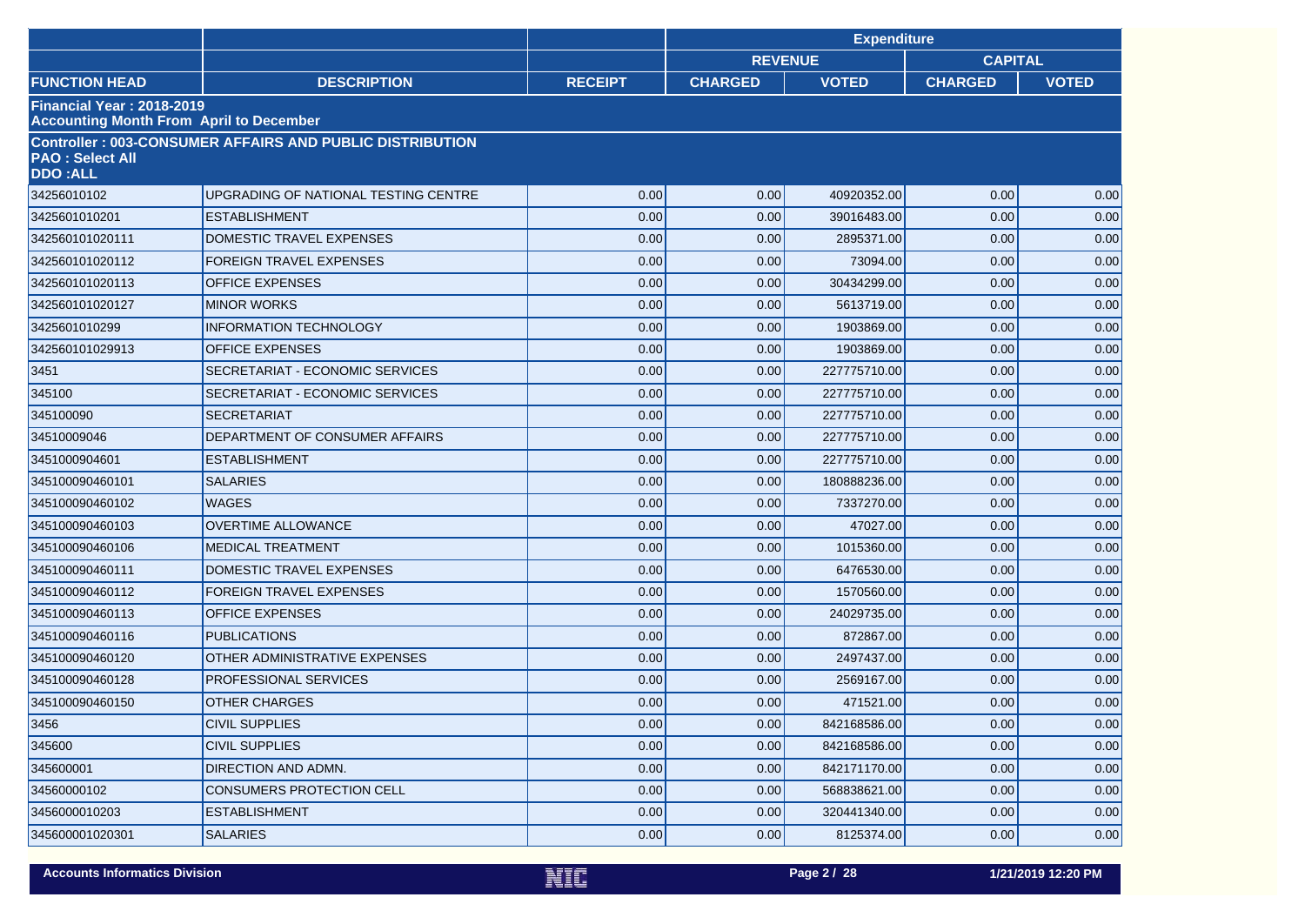| | | | Expenditure | | | |
|---|---|---|---|---|---|---|
| | | | REVENUE | | CAPITAL | |
| FUNCTION HEAD | DESCRIPTION | RECEIPT | CHARGED | VOTED | CHARGED | VOTED |
| **Financial Year : 2018-2019**<br>**Accounting Month From April to December** | | | | | | |
| **Controller : 003-CONSUMER AFFAIRS AND PUBLIC DISTRIBUTION**<br>**PAO : Select All**<br>**DDO :ALL** | | | | | | |
| 34256010102 | UPGRADING OF NATIONAL TESTING CENTRE | 0.00 | 0.00 | 40920352.00 | 0.00 | 0.00 |
| 3425601010201 | ESTABLISHMENT | 0.00 | 0.00 | 39016483.00 | 0.00 | 0.00 |
| 342560101020111 | DOMESTIC TRAVEL EXPENSES | 0.00 | 0.00 | 2895371.00 | 0.00 | 0.00 |
| 342560101020112 | FOREIGN TRAVEL EXPENSES | 0.00 | 0.00 | 73094.00 | 0.00 | 0.00 |
| 342560101020113 | OFFICE EXPENSES | 0.00 | 0.00 | 30434299.00 | 0.00 | 0.00 |
| 342560101020127 | MINOR WORKS | 0.00 | 0.00 | 5613719.00 | 0.00 | 0.00 |
| 3425601010299 | INFORMATION TECHNOLOGY | 0.00 | 0.00 | 1903869.00 | 0.00 | 0.00 |
| 342560101029913 | OFFICE EXPENSES | 0.00 | 0.00 | 1903869.00 | 0.00 | 0.00 |
| 3451 | SECRETARIAT - ECONOMIC SERVICES | 0.00 | 0.00 | 227775710.00 | 0.00 | 0.00 |
| 345100 | SECRETARIAT - ECONOMIC SERVICES | 0.00 | 0.00 | 227775710.00 | 0.00 | 0.00 |
| 345100090 | SECRETARIAT | 0.00 | 0.00 | 227775710.00 | 0.00 | 0.00 |
| 34510009046 | DEPARTMENT OF CONSUMER AFFAIRS | 0.00 | 0.00 | 227775710.00 | 0.00 | 0.00 |
| 3451000904601 | ESTABLISHMENT | 0.00 | 0.00 | 227775710.00 | 0.00 | 0.00 |
| 345100090460101 | SALARIES | 0.00 | 0.00 | 180888236.00 | 0.00 | 0.00 |
| 345100090460102 | WAGES | 0.00 | 0.00 | 7337270.00 | 0.00 | 0.00 |
| 345100090460103 | OVERTIME ALLOWANCE | 0.00 | 0.00 | 47027.00 | 0.00 | 0.00 |
| 345100090460106 | MEDICAL TREATMENT | 0.00 | 0.00 | 1015360.00 | 0.00 | 0.00 |
| 345100090460111 | DOMESTIC TRAVEL EXPENSES | 0.00 | 0.00 | 6476530.00 | 0.00 | 0.00 |
| 345100090460112 | FOREIGN TRAVEL EXPENSES | 0.00 | 0.00 | 1570560.00 | 0.00 | 0.00 |
| 345100090460113 | OFFICE EXPENSES | 0.00 | 0.00 | 24029735.00 | 0.00 | 0.00 |
| 345100090460116 | PUBLICATIONS | 0.00 | 0.00 | 872867.00 | 0.00 | 0.00 |
| 345100090460120 | OTHER ADMINISTRATIVE EXPENSES | 0.00 | 0.00 | 2497437.00 | 0.00 | 0.00 |
| 345100090460128 | PROFESSIONAL SERVICES | 0.00 | 0.00 | 2569167.00 | 0.00 | 0.00 |
| 345100090460150 | OTHER CHARGES | 0.00 | 0.00 | 471521.00 | 0.00 | 0.00 |
| 3456 | CIVIL SUPPLIES | 0.00 | 0.00 | 842168586.00 | 0.00 | 0.00 |
| 345600 | CIVIL SUPPLIES | 0.00 | 0.00 | 842168586.00 | 0.00 | 0.00 |
| 345600001 | DIRECTION AND ADMN. | 0.00 | 0.00 | 842171170.00 | 0.00 | 0.00 |
| 34560000102 | CONSUMERS PROTECTION CELL | 0.00 | 0.00 | 568838621.00 | 0.00 | 0.00 |
| 3456000010203 | ESTABLISHMENT | 0.00 | 0.00 | 320441340.00 | 0.00 | 0.00 |
| 345600001020301 | SALARIES | 0.00 | 0.00 | 8125374.00 | 0.00 | 0.00 |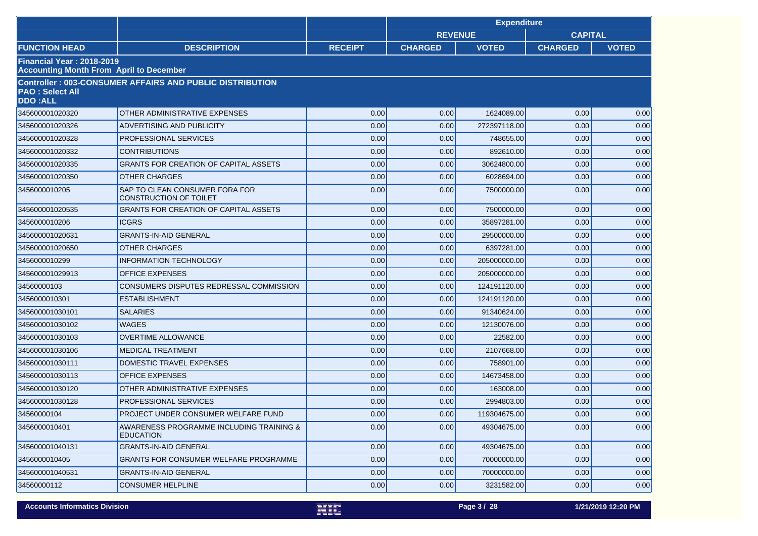| | | | Expenditure | | | |
|---|---|---|---|---|---|---|
| | | | REVENUE | | CAPITAL | |
| FUNCTION HEAD | DESCRIPTION | RECEIPT | CHARGED | VOTED | CHARGED | VOTED |
| **Financial Year : 2018-2019**<br>**Accounting Month From April to December** | | | | | | |
| **Controller : 003-CONSUMER AFFAIRS AND PUBLIC DISTRIBUTION**<br>**PAO : Select All**<br>**DDO :ALL** | | | | | | |
| 345600001020320 | OTHER ADMINISTRATIVE EXPENSES | 0.00 | 0.00 | 1624089.00 | 0.00 | 0.00 |
| 345600001020326 | ADVERTISING AND PUBLICITY | 0.00 | 0.00 | 272397118.00 | 0.00 | 0.00 |
| 345600001020328 | PROFESSIONAL SERVICES | 0.00 | 0.00 | 748655.00 | 0.00 | 0.00 |
| 345600001020332 | CONTRIBUTIONS | 0.00 | 0.00 | 892610.00 | 0.00 | 0.00 |
| 345600001020335 | GRANTS FOR CREATION OF CAPITAL ASSETS | 0.00 | 0.00 | 30624800.00 | 0.00 | 0.00 |
| 345600001020350 | OTHER CHARGES | 0.00 | 0.00 | 6028694.00 | 0.00 | 0.00 |
| 3456000010205 | SAP TO CLEAN CONSUMER FORA FOR CONSTRUCTION OF TOILET | 0.00 | 0.00 | 7500000.00 | 0.00 | 0.00 |
| 345600001020535 | GRANTS FOR CREATION OF CAPITAL ASSETS | 0.00 | 0.00 | 7500000.00 | 0.00 | 0.00 |
| 3456000010206 | ICGRS | 0.00 | 0.00 | 35897281.00 | 0.00 | 0.00 |
| 345600001020631 | GRANTS-IN-AID GENERAL | 0.00 | 0.00 | 29500000.00 | 0.00 | 0.00 |
| 345600001020650 | OTHER CHARGES | 0.00 | 0.00 | 6397281.00 | 0.00 | 0.00 |
| 3456000010299 | INFORMATION TECHNOLOGY | 0.00 | 0.00 | 205000000.00 | 0.00 | 0.00 |
| 345600001029913 | OFFICE EXPENSES | 0.00 | 0.00 | 205000000.00 | 0.00 | 0.00 |
| 34560000103 | CONSUMERS DISPUTES REDRESSAL COMMISSION | 0.00 | 0.00 | 124191120.00 | 0.00 | 0.00 |
| 3456000010301 | ESTABLISHMENT | 0.00 | 0.00 | 124191120.00 | 0.00 | 0.00 |
| 345600001030101 | SALARIES | 0.00 | 0.00 | 91340624.00 | 0.00 | 0.00 |
| 345600001030102 | WAGES | 0.00 | 0.00 | 12130076.00 | 0.00 | 0.00 |
| 345600001030103 | OVERTIME ALLOWANCE | 0.00 | 0.00 | 22582.00 | 0.00 | 0.00 |
| 345600001030106 | MEDICAL TREATMENT | 0.00 | 0.00 | 2107668.00 | 0.00 | 0.00 |
| 345600001030111 | DOMESTIC TRAVEL EXPENSES | 0.00 | 0.00 | 758901.00 | 0.00 | 0.00 |
| 345600001030113 | OFFICE EXPENSES | 0.00 | 0.00 | 14673458.00 | 0.00 | 0.00 |
| 345600001030120 | OTHER ADMINISTRATIVE EXPENSES | 0.00 | 0.00 | 163008.00 | 0.00 | 0.00 |
| 345600001030128 | PROFESSIONAL SERVICES | 0.00 | 0.00 | 2994803.00 | 0.00 | 0.00 |
| 34560000104 | PROJECT UNDER CONSUMER WELFARE FUND | 0.00 | 0.00 | 119304675.00 | 0.00 | 0.00 |
| 3456000010401 | AWARENESS PROGRAMME INCLUDING TRAINING & EDUCATION | 0.00 | 0.00 | 49304675.00 | 0.00 | 0.00 |
| 345600001040131 | GRANTS-IN-AID GENERAL | 0.00 | 0.00 | 49304675.00 | 0.00 | 0.00 |
| 3456000010405 | GRANTS FOR CONSUMER WELFARE PROGRAMME | 0.00 | 0.00 | 70000000.00 | 0.00 | 0.00 |
| 345600001040531 | GRANTS-IN-AID GENERAL | 0.00 | 0.00 | 70000000.00 | 0.00 | 0.00 |
| 34560000112 | CONSUMER HELPLINE | 0.00 | 0.00 | 3231582.00 | 0.00 | 0.00 |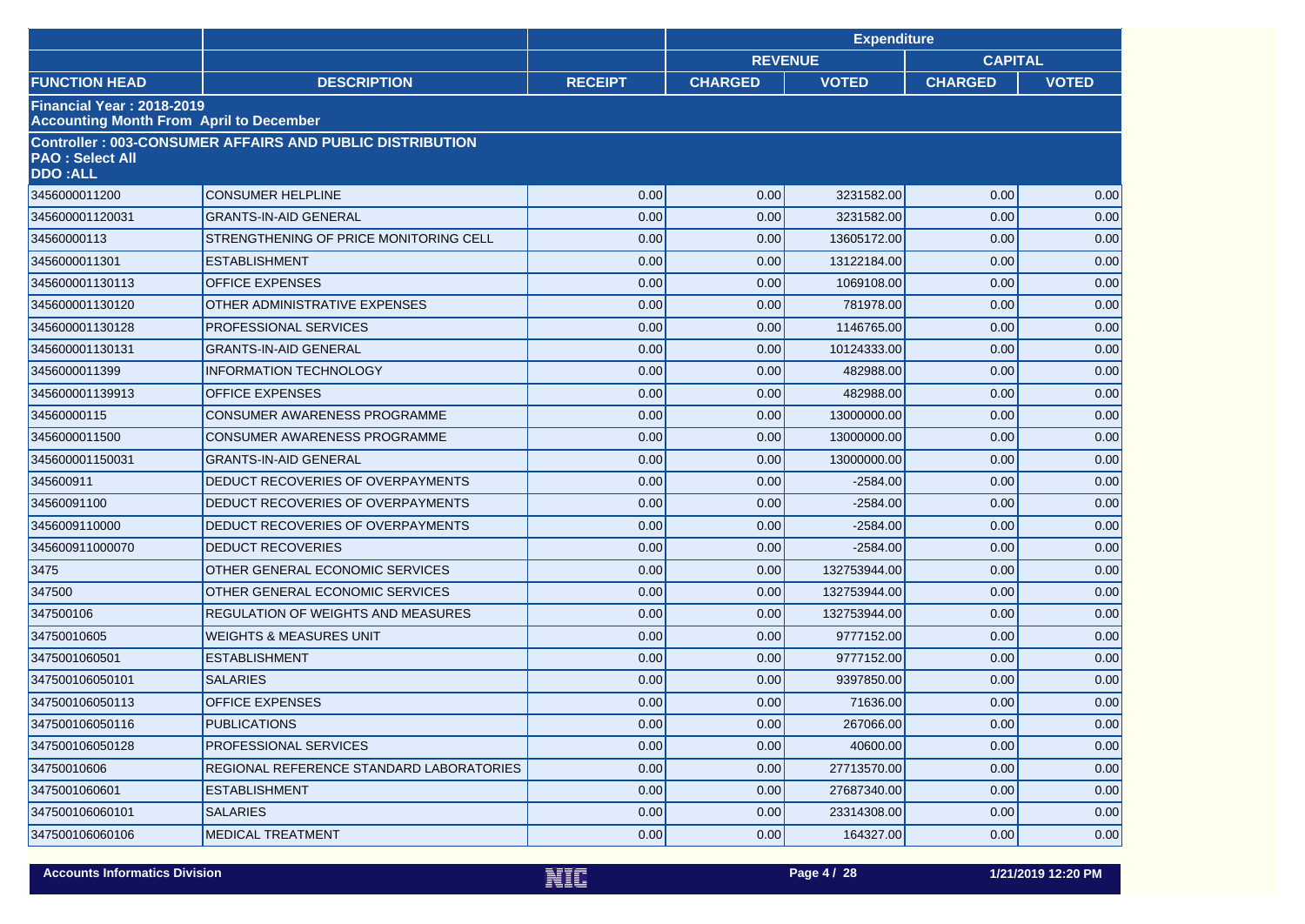| | | | Expenditure | | | |
|---|---|---|---|---|---|---|
| | | | REVENUE | | CAPITAL | |
| FUNCTION HEAD | DESCRIPTION | RECEIPT | CHARGED | VOTED | CHARGED | VOTED |
| **Financial Year : 2018-2019**<br>**Accounting Month From April to December** | | | | | | |
| **Controller : 003-CONSUMER AFFAIRS AND PUBLIC DISTRIBUTION**<br>**PAO : Select All**<br>**DDO :ALL** | | | | | | |
| 3456000011200 | CONSUMER HELPLINE | 0.00 | 0.00 | 3231582.00 | 0.00 | 0.00 |
| 345600001120031 | GRANTS-IN-AID GENERAL | 0.00 | 0.00 | 3231582.00 | 0.00 | 0.00 |
| 34560000113 | STRENGTHENING OF PRICE MONITORING CELL | 0.00 | 0.00 | 13605172.00 | 0.00 | 0.00 |
| 3456000011301 | ESTABLISHMENT | 0.00 | 0.00 | 13122184.00 | 0.00 | 0.00 |
| 345600001130113 | OFFICE EXPENSES | 0.00 | 0.00 | 1069108.00 | 0.00 | 0.00 |
| 345600001130120 | OTHER ADMINISTRATIVE EXPENSES | 0.00 | 0.00 | 781978.00 | 0.00 | 0.00 |
| 345600001130128 | PROFESSIONAL SERVICES | 0.00 | 0.00 | 1146765.00 | 0.00 | 0.00 |
| 345600001130131 | GRANTS-IN-AID GENERAL | 0.00 | 0.00 | 10124333.00 | 0.00 | 0.00 |
| 3456000011399 | INFORMATION TECHNOLOGY | 0.00 | 0.00 | 482988.00 | 0.00 | 0.00 |
| 345600001139913 | OFFICE EXPENSES | 0.00 | 0.00 | 482988.00 | 0.00 | 0.00 |
| 34560000115 | CONSUMER AWARENESS PROGRAMME | 0.00 | 0.00 | 13000000.00 | 0.00 | 0.00 |
| 3456000011500 | CONSUMER AWARENESS PROGRAMME | 0.00 | 0.00 | 13000000.00 | 0.00 | 0.00 |
| 345600001150031 | GRANTS-IN-AID GENERAL | 0.00 | 0.00 | 13000000.00 | 0.00 | 0.00 |
| 345600911 | DEDUCT RECOVERIES OF OVERPAYMENTS | 0.00 | 0.00 | -2584.00 | 0.00 | 0.00 |
| 34560091100 | DEDUCT RECOVERIES OF OVERPAYMENTS | 0.00 | 0.00 | -2584.00 | 0.00 | 0.00 |
| 3456009110000 | DEDUCT RECOVERIES OF OVERPAYMENTS | 0.00 | 0.00 | -2584.00 | 0.00 | 0.00 |
| 345600911000070 | DEDUCT RECOVERIES | 0.00 | 0.00 | -2584.00 | 0.00 | 0.00 |
| 3475 | OTHER GENERAL ECONOMIC SERVICES | 0.00 | 0.00 | 132753944.00 | 0.00 | 0.00 |
| 347500 | OTHER GENERAL ECONOMIC SERVICES | 0.00 | 0.00 | 132753944.00 | 0.00 | 0.00 |
| 347500106 | REGULATION OF WEIGHTS AND MEASURES | 0.00 | 0.00 | 132753944.00 | 0.00 | 0.00 |
| 34750010605 | WEIGHTS & MEASURES UNIT | 0.00 | 0.00 | 9777152.00 | 0.00 | 0.00 |
| 3475001060501 | ESTABLISHMENT | 0.00 | 0.00 | 9777152.00 | 0.00 | 0.00 |
| 347500106050101 | SALARIES | 0.00 | 0.00 | 9397850.00 | 0.00 | 0.00 |
| 347500106050113 | OFFICE EXPENSES | 0.00 | 0.00 | 71636.00 | 0.00 | 0.00 |
| 347500106050116 | PUBLICATIONS | 0.00 | 0.00 | 267066.00 | 0.00 | 0.00 |
| 347500106050128 | PROFESSIONAL SERVICES | 0.00 | 0.00 | 40600.00 | 0.00 | 0.00 |
| 34750010606 | REGIONAL REFERENCE STANDARD LABORATORIES | 0.00 | 0.00 | 27713570.00 | 0.00 | 0.00 |
| 3475001060601 | ESTABLISHMENT | 0.00 | 0.00 | 27687340.00 | 0.00 | 0.00 |
| 347500106060101 | SALARIES | 0.00 | 0.00 | 23314308.00 | 0.00 | 0.00 |
| 347500106060106 | MEDICAL TREATMENT | 0.00 | 0.00 | 164327.00 | 0.00 | 0.00 |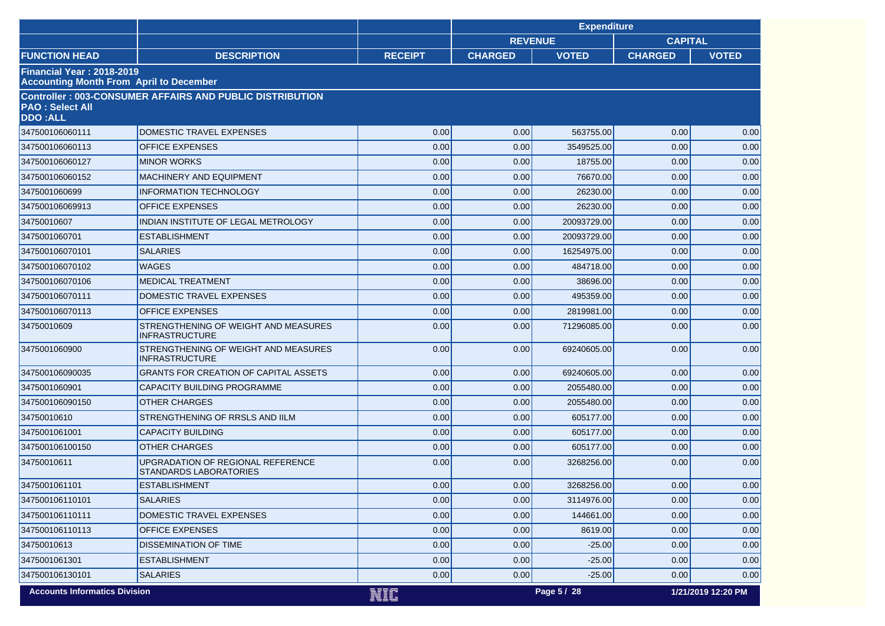| | | | Expenditure | | | |
|---|---|---|---|---|---|---|
| | | | REVENUE | | CAPITAL | |
| FUNCTION HEAD | DESCRIPTION | RECEIPT | CHARGED | VOTED | CHARGED | VOTED |
| **Financial Year : 2018-2019**<br>**Accounting Month From April to December** | | | | | | |
| **Controller : 003-CONSUMER AFFAIRS AND PUBLIC DISTRIBUTION**<br>**PAO : Select All**<br>**DDO :ALL** | | | | | | |
| 347500106060111 | DOMESTIC TRAVEL EXPENSES | 0.00 | 0.00 | 563755.00 | 0.00 | 0.00 |
| 347500106060113 | OFFICE EXPENSES | 0.00 | 0.00 | 3549525.00 | 0.00 | 0.00 |
| 347500106060127 | MINOR WORKS | 0.00 | 0.00 | 18755.00 | 0.00 | 0.00 |
| 347500106060152 | MACHINERY AND EQUIPMENT | 0.00 | 0.00 | 76670.00 | 0.00 | 0.00 |
| 3475001060699 | INFORMATION TECHNOLOGY | 0.00 | 0.00 | 26230.00 | 0.00 | 0.00 |
| 347500106069913 | OFFICE EXPENSES | 0.00 | 0.00 | 26230.00 | 0.00 | 0.00 |
| 34750010607 | INDIAN INSTITUTE OF LEGAL METROLOGY | 0.00 | 0.00 | 20093729.00 | 0.00 | 0.00 |
| 3475001060701 | ESTABLISHMENT | 0.00 | 0.00 | 20093729.00 | 0.00 | 0.00 |
| 347500106070101 | SALARIES | 0.00 | 0.00 | 16254975.00 | 0.00 | 0.00 |
| 347500106070102 | WAGES | 0.00 | 0.00 | 484718.00 | 0.00 | 0.00 |
| 347500106070106 | MEDICAL TREATMENT | 0.00 | 0.00 | 38696.00 | 0.00 | 0.00 |
| 347500106070111 | DOMESTIC TRAVEL EXPENSES | 0.00 | 0.00 | 495359.00 | 0.00 | 0.00 |
| 347500106070113 | OFFICE EXPENSES | 0.00 | 0.00 | 2819981.00 | 0.00 | 0.00 |
| 34750010609 | STRENGTHENING OF WEIGHT AND MEASURES INFRASTRUCTURE | 0.00 | 0.00 | 71296085.00 | 0.00 | 0.00 |
| 3475001060900 | STRENGTHENING OF WEIGHT AND MEASURES INFRASTRUCTURE | 0.00 | 0.00 | 69240605.00 | 0.00 | 0.00 |
| 347500106090035 | GRANTS FOR CREATION OF CAPITAL ASSETS | 0.00 | 0.00 | 69240605.00 | 0.00 | 0.00 |
| 3475001060901 | CAPACITY BUILDING PROGRAMME | 0.00 | 0.00 | 2055480.00 | 0.00 | 0.00 |
| 347500106090150 | OTHER CHARGES | 0.00 | 0.00 | 2055480.00 | 0.00 | 0.00 |
| 34750010610 | STRENGTHENING OF RRSLS AND IILM | 0.00 | 0.00 | 605177.00 | 0.00 | 0.00 |
| 3475001061001 | CAPACITY BUILDING | 0.00 | 0.00 | 605177.00 | 0.00 | 0.00 |
| 347500106100150 | OTHER CHARGES | 0.00 | 0.00 | 605177.00 | 0.00 | 0.00 |
| 34750010611 | UPGRADATION OF REGIONAL REFERENCE STANDARDS LABORATORIES | 0.00 | 0.00 | 3268256.00 | 0.00 | 0.00 |
| 3475001061101 | ESTABLISHMENT | 0.00 | 0.00 | 3268256.00 | 0.00 | 0.00 |
| 347500106110101 | SALARIES | 0.00 | 0.00 | 3114976.00 | 0.00 | 0.00 |
| 347500106110111 | DOMESTIC TRAVEL EXPENSES | 0.00 | 0.00 | 144661.00 | 0.00 | 0.00 |
| 347500106110113 | OFFICE EXPENSES | 0.00 | 0.00 | 8619.00 | 0.00 | 0.00 |
| 34750010613 | DISSEMINATION OF TIME | 0.00 | 0.00 | -25.00 | 0.00 | 0.00 |
| 3475001061301 | ESTABLISHMENT | 0.00 | 0.00 | -25.00 | 0.00 | 0.00 |
| 347500106130101 | SALARIES | 0.00 | 0.00 | -25.00 | 0.00 | 0.00 |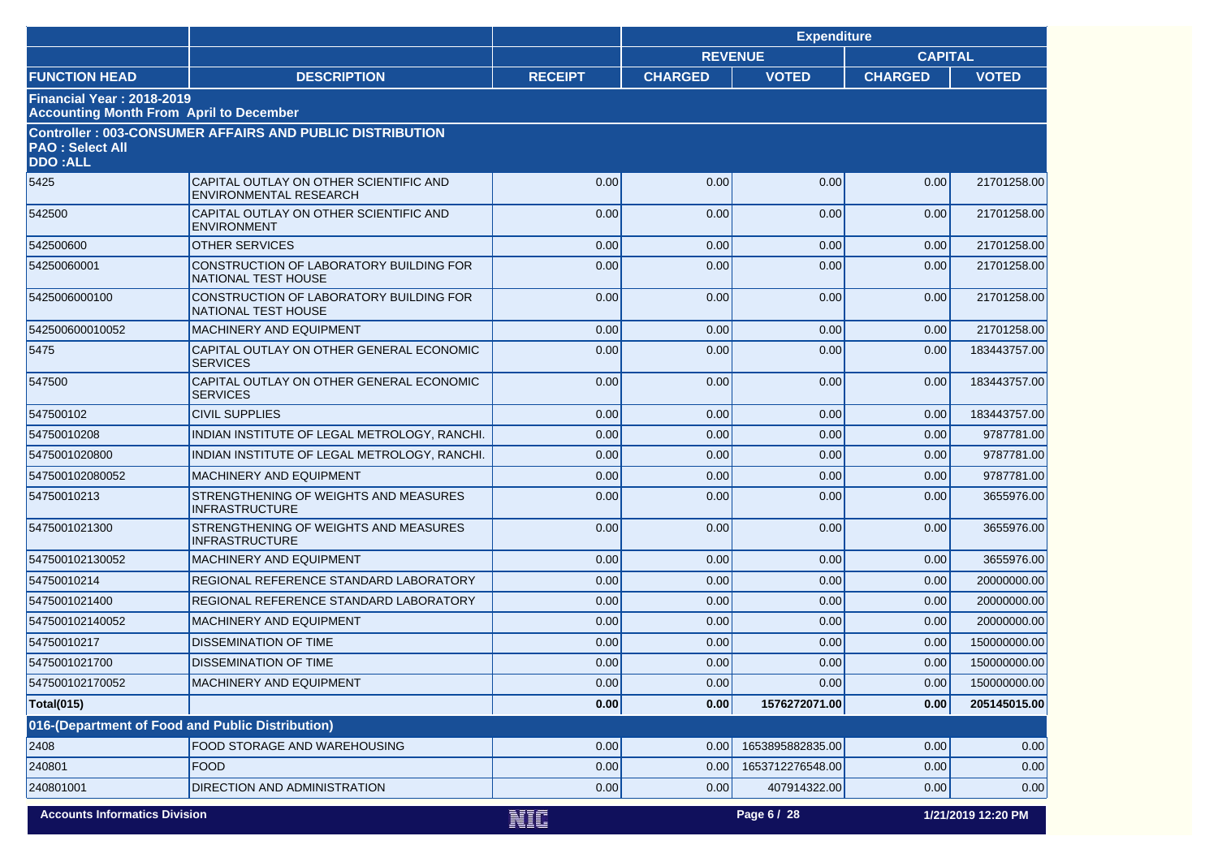| | | | Expenditure | | | |
|---|---|---|---|---|---|---|
| | | | REVENUE | | CAPITAL | |
| FUNCTION HEAD | DESCRIPTION | RECEIPT | CHARGED | VOTED | CHARGED | VOTED |
| **Financial Year : 2018-2019 Accounting Month From April to December** | | | | | | |
| **Controller : 003-CONSUMER AFFAIRS AND PUBLIC DISTRIBUTION PAO : Select All DDO :ALL** | | | | | | |
| 5425 | CAPITAL OUTLAY ON OTHER SCIENTIFIC AND ENVIRONMENTAL RESEARCH | 0.00 | 0.00 | 0.00 | 0.00 | 21701258.00 |
| 542500 | CAPITAL OUTLAY ON OTHER SCIENTIFIC AND ENVIRONMENT | 0.00 | 0.00 | 0.00 | 0.00 | 21701258.00 |
| 542500600 | OTHER SERVICES | 0.00 | 0.00 | 0.00 | 0.00 | 21701258.00 |
| 54250060001 | CONSTRUCTION OF LABORATORY BUILDING FOR NATIONAL TEST HOUSE | 0.00 | 0.00 | 0.00 | 0.00 | 21701258.00 |
| 5425006000100 | CONSTRUCTION OF LABORATORY BUILDING FOR NATIONAL TEST HOUSE | 0.00 | 0.00 | 0.00 | 0.00 | 21701258.00 |
| 542500600010052 | MACHINERY AND EQUIPMENT | 0.00 | 0.00 | 0.00 | 0.00 | 21701258.00 |
| 5475 | CAPITAL OUTLAY ON OTHER GENERAL ECONOMIC SERVICES | 0.00 | 0.00 | 0.00 | 0.00 | 183443757.00 |
| 547500 | CAPITAL OUTLAY ON OTHER GENERAL ECONOMIC SERVICES | 0.00 | 0.00 | 0.00 | 0.00 | 183443757.00 |
| 547500102 | CIVIL SUPPLIES | 0.00 | 0.00 | 0.00 | 0.00 | 183443757.00 |
| 54750010208 | INDIAN INSTITUTE OF LEGAL METROLOGY, RANCHI. | 0.00 | 0.00 | 0.00 | 0.00 | 9787781.00 |
| 5475001020800 | INDIAN INSTITUTE OF LEGAL METROLOGY, RANCHI. | 0.00 | 0.00 | 0.00 | 0.00 | 9787781.00 |
| 547500102080052 | MACHINERY AND EQUIPMENT | 0.00 | 0.00 | 0.00 | 0.00 | 9787781.00 |
| 54750010213 | STRENGTHENING OF WEIGHTS AND MEASURES INFRASTRUCTURE | 0.00 | 0.00 | 0.00 | 0.00 | 3655976.00 |
| 5475001021300 | STRENGTHENING OF WEIGHTS AND MEASURES INFRASTRUCTURE | 0.00 | 0.00 | 0.00 | 0.00 | 3655976.00 |
| 547500102130052 | MACHINERY AND EQUIPMENT | 0.00 | 0.00 | 0.00 | 0.00 | 3655976.00 |
| 54750010214 | REGIONAL REFERENCE STANDARD LABORATORY | 0.00 | 0.00 | 0.00 | 0.00 | 20000000.00 |
| 5475001021400 | REGIONAL REFERENCE STANDARD LABORATORY | 0.00 | 0.00 | 0.00 | 0.00 | 20000000.00 |
| 547500102140052 | MACHINERY AND EQUIPMENT | 0.00 | 0.00 | 0.00 | 0.00 | 20000000.00 |
| 54750010217 | DISSEMINATION OF TIME | 0.00 | 0.00 | 0.00 | 0.00 | 150000000.00 |
| 5475001021700 | DISSEMINATION OF TIME | 0.00 | 0.00 | 0.00 | 0.00 | 150000000.00 |
| 547500102170052 | MACHINERY AND EQUIPMENT | 0.00 | 0.00 | 0.00 | 0.00 | 150000000.00 |
| **Total(015)** | | **0.00** | **0.00** | **1576272071.00** | **0.00** | **205145015.00** |
| **016-(Department of Food and Public Distribution)** | | | | | | |
| 2408 | FOOD STORAGE AND WAREHOUSING | 0.00 | 0.00 | 1653895882835.00 | 0.00 | 0.00 |
| 240801 | FOOD | 0.00 | 0.00 | 1653712276548.00 | 0.00 | 0.00 |
| 240801001 | DIRECTION AND ADMINISTRATION | 0.00 | 0.00 | 407914322.00 | 0.00 | 0.00 |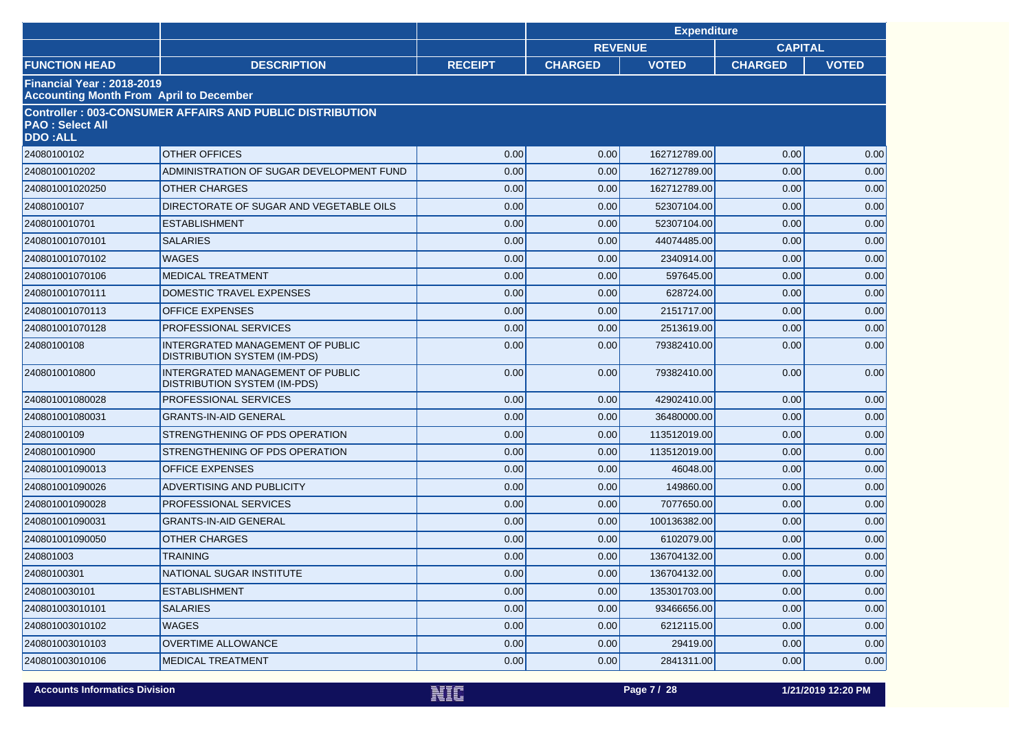| | | | Expenditure | | | |
|---|---|---|---|---|---|---|
| | | | REVENUE | | CAPITAL | |
| **FUNCTION HEAD** | **DESCRIPTION** | **RECEIPT** | **CHARGED** | **VOTED** | **CHARGED** | **VOTED** |
| **Financial Year : 2018-2019 Accounting Month From April to December** | | | | | | |
| **Controller : 003-CONSUMER AFFAIRS AND PUBLIC DISTRIBUTION PAO : Select All DDO :ALL** | | | | | | |
| 24080100102 | OTHER OFFICES | 0.00 | 0.00 | 162712789.00 | 0.00 | 0.00 |
| 2408010010202 | ADMINISTRATION OF SUGAR DEVELOPMENT FUND | 0.00 | 0.00 | 162712789.00 | 0.00 | 0.00 |
| 240801001020250 | OTHER CHARGES | 0.00 | 0.00 | 162712789.00 | 0.00 | 0.00 |
| 24080100107 | DIRECTORATE OF SUGAR AND VEGETABLE OILS | 0.00 | 0.00 | 52307104.00 | 0.00 | 0.00 |
| 2408010010701 | ESTABLISHMENT | 0.00 | 0.00 | 52307104.00 | 0.00 | 0.00 |
| 240801001070101 | SALARIES | 0.00 | 0.00 | 44074485.00 | 0.00 | 0.00 |
| 240801001070102 | WAGES | 0.00 | 0.00 | 2340914.00 | 0.00 | 0.00 |
| 240801001070106 | MEDICAL TREATMENT | 0.00 | 0.00 | 597645.00 | 0.00 | 0.00 |
| 240801001070111 | DOMESTIC TRAVEL EXPENSES | 0.00 | 0.00 | 628724.00 | 0.00 | 0.00 |
| 240801001070113 | OFFICE EXPENSES | 0.00 | 0.00 | 2151717.00 | 0.00 | 0.00 |
| 240801001070128 | PROFESSIONAL SERVICES | 0.00 | 0.00 | 2513619.00 | 0.00 | 0.00 |
| 24080100108 | INTERGRATED MANAGEMENT OF PUBLIC DISTRIBUTION SYSTEM (IM-PDS) | 0.00 | 0.00 | 79382410.00 | 0.00 | 0.00 |
| 2408010010800 | INTERGRATED MANAGEMENT OF PUBLIC DISTRIBUTION SYSTEM (IM-PDS) | 0.00 | 0.00 | 79382410.00 | 0.00 | 0.00 |
| 240801001080028 | PROFESSIONAL SERVICES | 0.00 | 0.00 | 42902410.00 | 0.00 | 0.00 |
| 240801001080031 | GRANTS-IN-AID GENERAL | 0.00 | 0.00 | 36480000.00 | 0.00 | 0.00 |
| 24080100109 | STRENGTHENING OF PDS OPERATION | 0.00 | 0.00 | 113512019.00 | 0.00 | 0.00 |
| 2408010010900 | STRENGTHENING OF PDS OPERATION | 0.00 | 0.00 | 113512019.00 | 0.00 | 0.00 |
| 240801001090013 | OFFICE EXPENSES | 0.00 | 0.00 | 46048.00 | 0.00 | 0.00 |
| 240801001090026 | ADVERTISING AND PUBLICITY | 0.00 | 0.00 | 149860.00 | 0.00 | 0.00 |
| 240801001090028 | PROFESSIONAL SERVICES | 0.00 | 0.00 | 7077650.00 | 0.00 | 0.00 |
| 240801001090031 | GRANTS-IN-AID GENERAL | 0.00 | 0.00 | 100136382.00 | 0.00 | 0.00 |
| 240801001090050 | OTHER CHARGES | 0.00 | 0.00 | 6102079.00 | 0.00 | 0.00 |
| 240801003 | TRAINING | 0.00 | 0.00 | 136704132.00 | 0.00 | 0.00 |
| 24080100301 | NATIONAL SUGAR INSTITUTE | 0.00 | 0.00 | 136704132.00 | 0.00 | 0.00 |
| 2408010030101 | ESTABLISHMENT | 0.00 | 0.00 | 135301703.00 | 0.00 | 0.00 |
| 240801003010101 | SALARIES | 0.00 | 0.00 | 93466656.00 | 0.00 | 0.00 |
| 240801003010102 | WAGES | 0.00 | 0.00 | 6212115.00 | 0.00 | 0.00 |
| 240801003010103 | OVERTIME ALLOWANCE | 0.00 | 0.00 | 29419.00 | 0.00 | 0.00 |
| 240801003010106 | MEDICAL TREATMENT | 0.00 | 0.00 | 2841311.00 | 0.00 | 0.00 |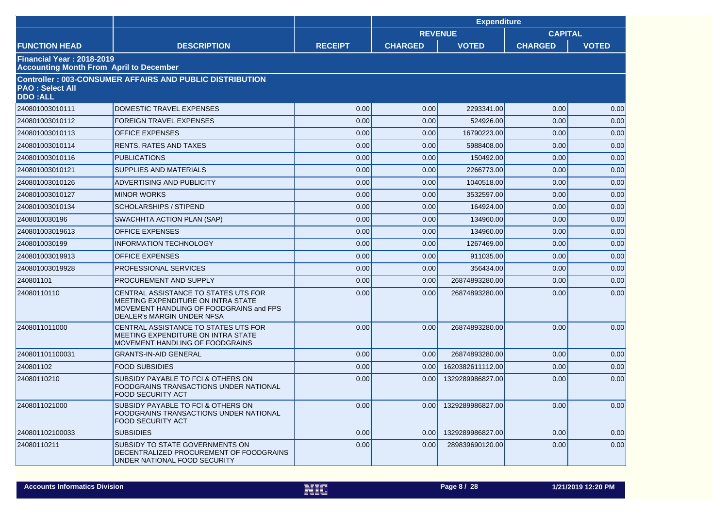| | | | Expenditure | | | |
|---|---|---|---|---|---|---|
| | | | REVENUE | | CAPITAL | |
| FUNCTION HEAD | DESCRIPTION | RECEIPT | CHARGED | VOTED | CHARGED | VOTED |
| **Financial Year : 2018-2019**<br>**Accounting Month From April to December** | | | | | | |
| **Controller : 003-CONSUMER AFFAIRS AND PUBLIC DISTRIBUTION**<br>**PAO : Select All**<br>**DDO :ALL** | | | | | | |
| 240801003010111 | DOMESTIC TRAVEL EXPENSES | 0.00 | 0.00 | 2293341.00 | 0.00 | 0.00 |
| 240801003010112 | FOREIGN TRAVEL EXPENSES | 0.00 | 0.00 | 524926.00 | 0.00 | 0.00 |
| 240801003010113 | OFFICE EXPENSES | 0.00 | 0.00 | 16790223.00 | 0.00 | 0.00 |
| 240801003010114 | RENTS, RATES AND TAXES | 0.00 | 0.00 | 5988408.00 | 0.00 | 0.00 |
| 240801003010116 | PUBLICATIONS | 0.00 | 0.00 | 150492.00 | 0.00 | 0.00 |
| 240801003010121 | SUPPLIES AND MATERIALS | 0.00 | 0.00 | 2266773.00 | 0.00 | 0.00 |
| 240801003010126 | ADVERTISING AND PUBLICITY | 0.00 | 0.00 | 1040518.00 | 0.00 | 0.00 |
| 240801003010127 | MINOR WORKS | 0.00 | 0.00 | 3532597.00 | 0.00 | 0.00 |
| 240801003010134 | SCHOLARSHIPS / STIPEND | 0.00 | 0.00 | 164924.00 | 0.00 | 0.00 |
| 2408010030196 | SWACHHTA ACTION PLAN (SAP) | 0.00 | 0.00 | 134960.00 | 0.00 | 0.00 |
| 240801003019613 | OFFICE EXPENSES | 0.00 | 0.00 | 134960.00 | 0.00 | 0.00 |
| 2408010030199 | INFORMATION TECHNOLOGY | 0.00 | 0.00 | 1267469.00 | 0.00 | 0.00 |
| 240801003019913 | OFFICE EXPENSES | 0.00 | 0.00 | 911035.00 | 0.00 | 0.00 |
| 240801003019928 | PROFESSIONAL SERVICES | 0.00 | 0.00 | 356434.00 | 0.00 | 0.00 |
| 240801101 | PROCUREMENT AND SUPPLY | 0.00 | 0.00 | 26874893280.00 | 0.00 | 0.00 |
| 24080110110 | CENTRAL ASSISTANCE TO STATES UTS FOR MEETING EXPENDITURE ON INTRA STATE MOVEMENT HANDLING OF FOODGRAINS and FPS DEALER's MARGIN UNDER NFSA | 0.00 | 0.00 | 26874893280.00 | 0.00 | 0.00 |
| 2408011011000 | CENTRAL ASSISTANCE TO STATES UTS FOR MEETING EXPENDITURE ON INTRA STATE MOVEMENT HANDLING OF FOODGRAINS | 0.00 | 0.00 | 26874893280.00 | 0.00 | 0.00 |
| 240801101100031 | GRANTS-IN-AID GENERAL | 0.00 | 0.00 | 26874893280.00 | 0.00 | 0.00 |
| 240801102 | FOOD SUBSIDIES | 0.00 | 0.00 | 1620382611112.00 | 0.00 | 0.00 |
| 24080110210 | SUBSIDY PAYABLE TO FCI & OTHERS ON FOODGRAINS TRANSACTIONS UNDER NATIONAL FOOD SECURITY ACT | 0.00 | 0.00 | 1329289986827.00 | 0.00 | 0.00 |
| 2408011021000 | SUBSIDY PAYABLE TO FCI & OTHERS ON FOODGRAINS TRANSACTIONS UNDER NATIONAL FOOD SECURITY ACT | 0.00 | 0.00 | 1329289986827.00 | 0.00 | 0.00 |
| 240801102100033 | SUBSIDIES | 0.00 | 0.00 | 1329289986827.00 | 0.00 | 0.00 |
| 24080110211 | SUBSIDY TO STATE GOVERNMENTS ON DECENTRALIZED PROCUREMENT OF FOODGRAINS UNDER NATIONAL FOOD SECURITY | 0.00 | 0.00 | 289839690120.00 | 0.00 | 0.00 |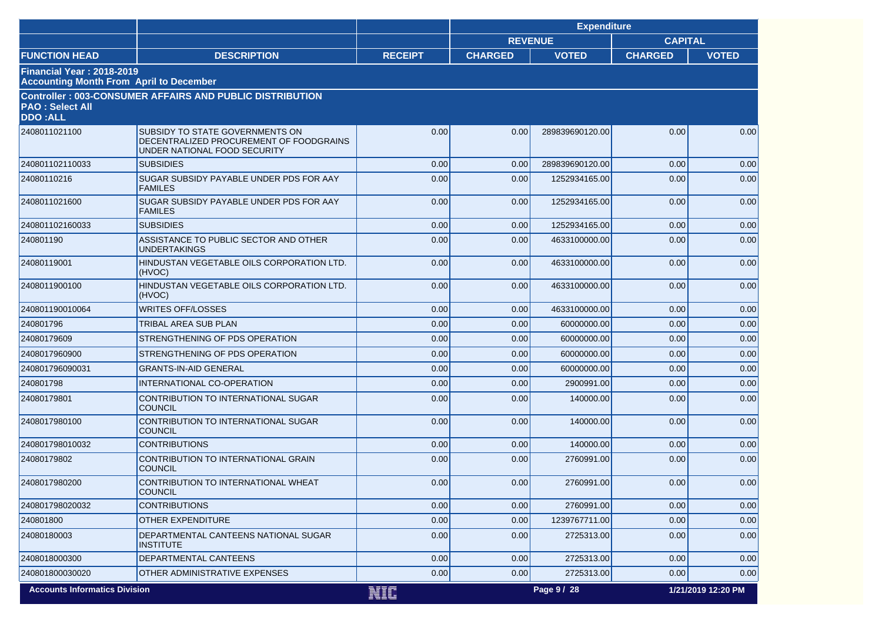| | | | Expenditure | | | |
|---|---|---|---|---|---|---|
| | | | REVENUE | | CAPITAL | |
| FUNCTION HEAD | DESCRIPTION | RECEIPT | CHARGED | VOTED | CHARGED | VOTED |
| **Financial Year : 2018-2019**<br>**Accounting Month From April to December** | | | | | | |
| **Controller : 003-CONSUMER AFFAIRS AND PUBLIC DISTRIBUTION**<br>**PAO : Select All**<br>**DDO :ALL** | | | | | | |
| 2408011021100 | SUBSIDY TO STATE GOVERNMENTS ON DECENTRALIZED PROCUREMENT OF FOODGRAINS UNDER NATIONAL FOOD SECURITY | 0.00 | 0.00 | 289839690120.00 | 0.00 | 0.00 |
| 240801102110033 | SUBSIDIES | 0.00 | 0.00 | 289839690120.00 | 0.00 | 0.00 |
| 24080110216 | SUGAR SUBSIDY PAYABLE UNDER PDS FOR AAY FAMILES | 0.00 | 0.00 | 1252934165.00 | 0.00 | 0.00 |
| 2408011021600 | SUGAR SUBSIDY PAYABLE UNDER PDS FOR AAY FAMILES | 0.00 | 0.00 | 1252934165.00 | 0.00 | 0.00 |
| 240801102160033 | SUBSIDIES | 0.00 | 0.00 | 1252934165.00 | 0.00 | 0.00 |
| 240801190 | ASSISTANCE TO PUBLIC SECTOR AND OTHER UNDERTAKINGS | 0.00 | 0.00 | 4633100000.00 | 0.00 | 0.00 |
| 24080119001 | HINDUSTAN VEGETABLE OILS CORPORATION LTD. (HVOC) | 0.00 | 0.00 | 4633100000.00 | 0.00 | 0.00 |
| 2408011900100 | HINDUSTAN VEGETABLE OILS CORPORATION LTD. (HVOC) | 0.00 | 0.00 | 4633100000.00 | 0.00 | 0.00 |
| 240801190010064 | WRITES OFF/LOSSES | 0.00 | 0.00 | 4633100000.00 | 0.00 | 0.00 |
| 240801796 | TRIBAL AREA SUB PLAN | 0.00 | 0.00 | 60000000.00 | 0.00 | 0.00 |
| 24080179609 | STRENGTHENING OF PDS OPERATION | 0.00 | 0.00 | 60000000.00 | 0.00 | 0.00 |
| 2408017960900 | STRENGTHENING OF PDS OPERATION | 0.00 | 0.00 | 60000000.00 | 0.00 | 0.00 |
| 240801796090031 | GRANTS-IN-AID GENERAL | 0.00 | 0.00 | 60000000.00 | 0.00 | 0.00 |
| 240801798 | INTERNATIONAL CO-OPERATION | 0.00 | 0.00 | 2900991.00 | 0.00 | 0.00 |
| 24080179801 | CONTRIBUTION TO INTERNATIONAL SUGAR COUNCIL | 0.00 | 0.00 | 140000.00 | 0.00 | 0.00 |
| 2408017980100 | CONTRIBUTION TO INTERNATIONAL SUGAR COUNCIL | 0.00 | 0.00 | 140000.00 | 0.00 | 0.00 |
| 240801798010032 | CONTRIBUTIONS | 0.00 | 0.00 | 140000.00 | 0.00 | 0.00 |
| 24080179802 | CONTRIBUTION TO INTERNATIONAL GRAIN COUNCIL | 0.00 | 0.00 | 2760991.00 | 0.00 | 0.00 |
| 2408017980200 | CONTRIBUTION TO INTERNATIONAL WHEAT COUNCIL | 0.00 | 0.00 | 2760991.00 | 0.00 | 0.00 |
| 240801798020032 | CONTRIBUTIONS | 0.00 | 0.00 | 2760991.00 | 0.00 | 0.00 |
| 240801800 | OTHER EXPENDITURE | 0.00 | 0.00 | 1239767711.00 | 0.00 | 0.00 |
| 24080180003 | DEPARTMENTAL CANTEENS NATIONAL SUGAR INSTITUTE | 0.00 | 0.00 | 2725313.00 | 0.00 | 0.00 |
| 2408018000300 | DEPARTMENTAL CANTEENS | 0.00 | 0.00 | 2725313.00 | 0.00 | 0.00 |
| 240801800030020 | OTHER ADMINISTRATIVE EXPENSES | 0.00 | 0.00 | 2725313.00 | 0.00 | 0.00 |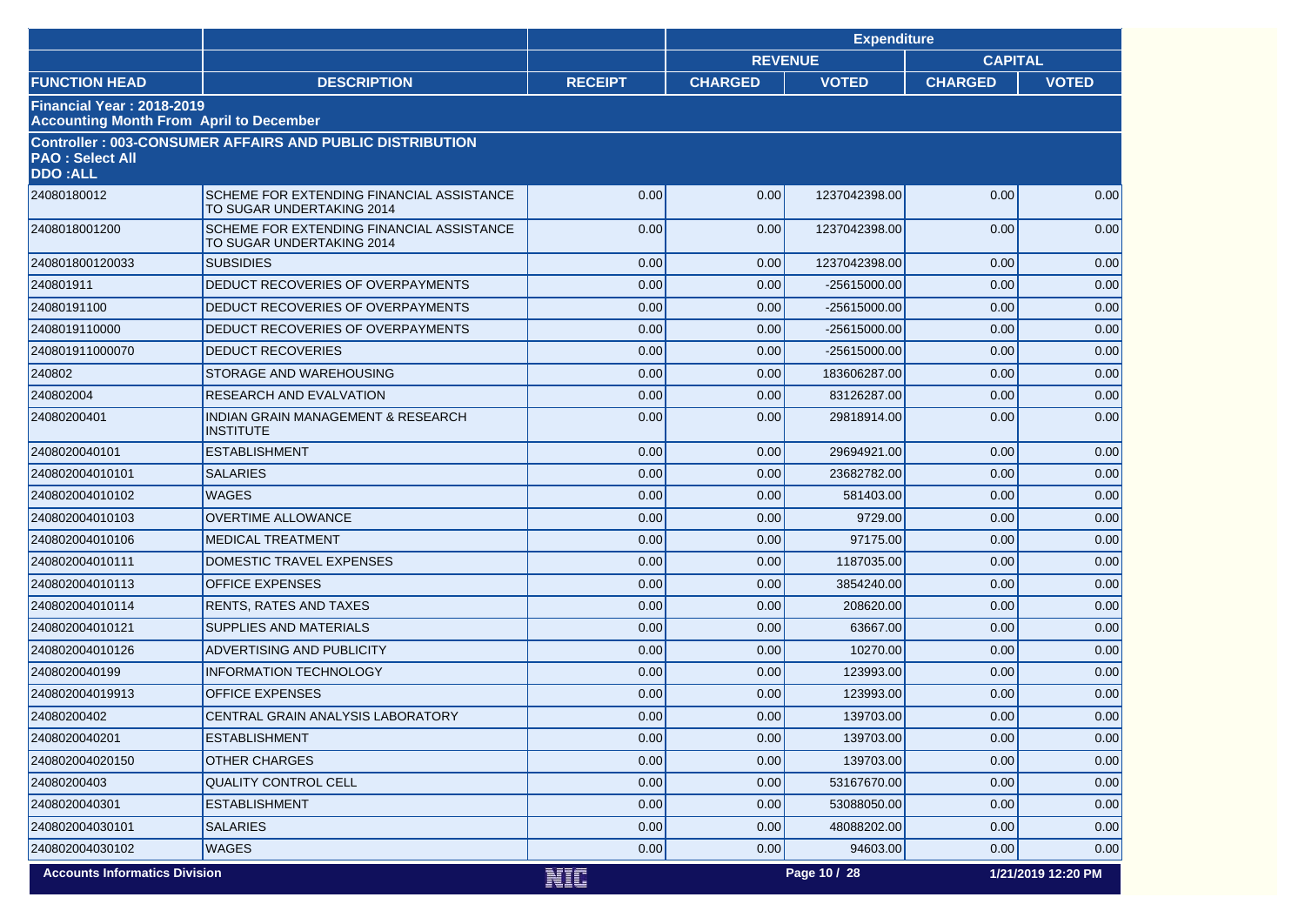| | | | Expenditure | | | |
|---|---|---|---|---|---|---|
| | | | REVENUE | | CAPITAL | |
| FUNCTION HEAD | DESCRIPTION | RECEIPT | CHARGED | VOTED | CHARGED | VOTED |
| **Financial Year : 2018-2019**<br>**Accounting Month From April to December** | | | | | | |
| **Controller : 003-CONSUMER AFFAIRS AND PUBLIC DISTRIBUTION**<br>**PAO : Select All**<br>**DDO :ALL** | | | | | | |
| 24080180012 | SCHEME FOR EXTENDING FINANCIAL ASSISTANCE TO SUGAR UNDERTAKING 2014 | 0.00 | 0.00 | 1237042398.00 | 0.00 | 0.00 |
| 2408018001200 | SCHEME FOR EXTENDING FINANCIAL ASSISTANCE TO SUGAR UNDERTAKING 2014 | 0.00 | 0.00 | 1237042398.00 | 0.00 | 0.00 |
| 240801800120033 | SUBSIDIES | 0.00 | 0.00 | 1237042398.00 | 0.00 | 0.00 |
| 240801911 | DEDUCT RECOVERIES OF OVERPAYMENTS | 0.00 | 0.00 | -25615000.00 | 0.00 | 0.00 |
| 24080191100 | DEDUCT RECOVERIES OF OVERPAYMENTS | 0.00 | 0.00 | -25615000.00 | 0.00 | 0.00 |
| 2408019110000 | DEDUCT RECOVERIES OF OVERPAYMENTS | 0.00 | 0.00 | -25615000.00 | 0.00 | 0.00 |
| 240801911000070 | DEDUCT RECOVERIES | 0.00 | 0.00 | -25615000.00 | 0.00 | 0.00 |
| 240802 | STORAGE AND WAREHOUSING | 0.00 | 0.00 | 183606287.00 | 0.00 | 0.00 |
| 240802004 | RESEARCH AND EVALVATION | 0.00 | 0.00 | 83126287.00 | 0.00 | 0.00 |
| 24080200401 | INDIAN GRAIN MANAGEMENT & RESEARCH INSTITUTE | 0.00 | 0.00 | 29818914.00 | 0.00 | 0.00 |
| 2408020040101 | ESTABLISHMENT | 0.00 | 0.00 | 29694921.00 | 0.00 | 0.00 |
| 240802004010101 | SALARIES | 0.00 | 0.00 | 23682782.00 | 0.00 | 0.00 |
| 240802004010102 | WAGES | 0.00 | 0.00 | 581403.00 | 0.00 | 0.00 |
| 240802004010103 | OVERTIME ALLOWANCE | 0.00 | 0.00 | 9729.00 | 0.00 | 0.00 |
| 240802004010106 | MEDICAL TREATMENT | 0.00 | 0.00 | 97175.00 | 0.00 | 0.00 |
| 240802004010111 | DOMESTIC TRAVEL EXPENSES | 0.00 | 0.00 | 1187035.00 | 0.00 | 0.00 |
| 240802004010113 | OFFICE EXPENSES | 0.00 | 0.00 | 3854240.00 | 0.00 | 0.00 |
| 240802004010114 | RENTS, RATES AND TAXES | 0.00 | 0.00 | 208620.00 | 0.00 | 0.00 |
| 240802004010121 | SUPPLIES AND MATERIALS | 0.00 | 0.00 | 63667.00 | 0.00 | 0.00 |
| 240802004010126 | ADVERTISING AND PUBLICITY | 0.00 | 0.00 | 10270.00 | 0.00 | 0.00 |
| 2408020040199 | INFORMATION TECHNOLOGY | 0.00 | 0.00 | 123993.00 | 0.00 | 0.00 |
| 240802004019913 | OFFICE EXPENSES | 0.00 | 0.00 | 123993.00 | 0.00 | 0.00 |
| 24080200402 | CENTRAL GRAIN ANALYSIS LABORATORY | 0.00 | 0.00 | 139703.00 | 0.00 | 0.00 |
| 2408020040201 | ESTABLISHMENT | 0.00 | 0.00 | 139703.00 | 0.00 | 0.00 |
| 240802004020150 | OTHER CHARGES | 0.00 | 0.00 | 139703.00 | 0.00 | 0.00 |
| 24080200403 | QUALITY CONTROL CELL | 0.00 | 0.00 | 53167670.00 | 0.00 | 0.00 |
| 2408020040301 | ESTABLISHMENT | 0.00 | 0.00 | 53088050.00 | 0.00 | 0.00 |
| 240802004030101 | SALARIES | 0.00 | 0.00 | 48088202.00 | 0.00 | 0.00 |
| 240802004030102 | WAGES | 0.00 | 0.00 | 94603.00 | 0.00 | 0.00 |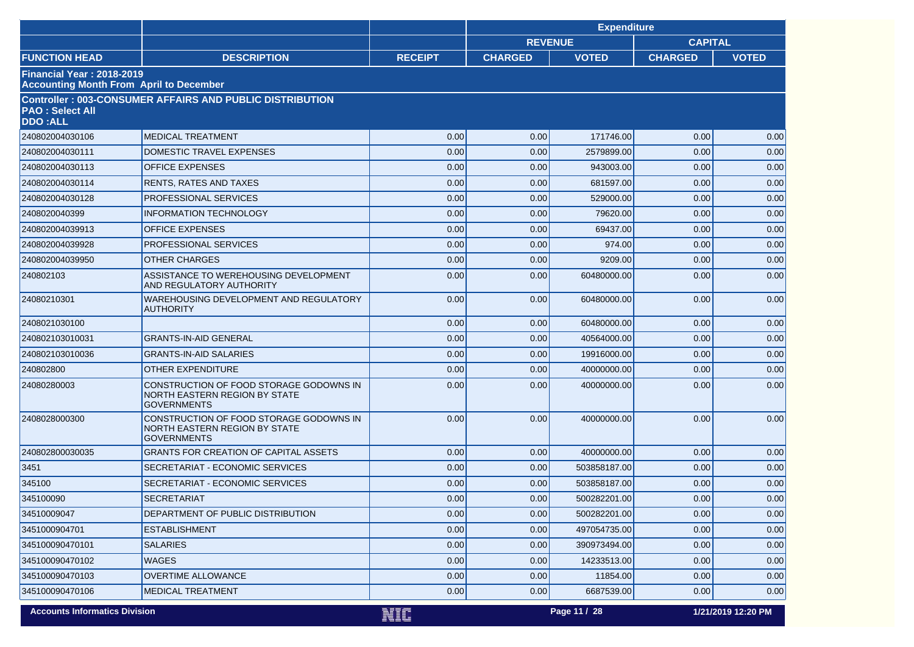| | | | Expenditure | | | |
|---|---|---|---|---|---|---|
| | | | REVENUE | | CAPITAL | |
| FUNCTION HEAD | DESCRIPTION | RECEIPT | CHARGED | VOTED | CHARGED | VOTED |
| **Financial Year : 2018-2019**<br>**Accounting Month From April to December** | | | | | | |
| **Controller : 003-CONSUMER AFFAIRS AND PUBLIC DISTRIBUTION**<br>**PAO : Select All**<br>**DDO :ALL** | | | | | | |
| 240802004030106 | MEDICAL TREATMENT | 0.00 | 0.00 | 171746.00 | 0.00 | 0.00 |
| 240802004030111 | DOMESTIC TRAVEL EXPENSES | 0.00 | 0.00 | 2579899.00 | 0.00 | 0.00 |
| 240802004030113 | OFFICE EXPENSES | 0.00 | 0.00 | 943003.00 | 0.00 | 0.00 |
| 240802004030114 | RENTS, RATES AND TAXES | 0.00 | 0.00 | 681597.00 | 0.00 | 0.00 |
| 240802004030128 | PROFESSIONAL SERVICES | 0.00 | 0.00 | 529000.00 | 0.00 | 0.00 |
| 2408020040399 | INFORMATION TECHNOLOGY | 0.00 | 0.00 | 79620.00 | 0.00 | 0.00 |
| 240802004039913 | OFFICE EXPENSES | 0.00 | 0.00 | 69437.00 | 0.00 | 0.00 |
| 240802004039928 | PROFESSIONAL SERVICES | 0.00 | 0.00 | 974.00 | 0.00 | 0.00 |
| 240802004039950 | OTHER CHARGES | 0.00 | 0.00 | 9209.00 | 0.00 | 0.00 |
| 240802103 | ASSISTANCE TO WEREHOUSING DEVELOPMENT AND REGULATORY AUTHORITY | 0.00 | 0.00 | 60480000.00 | 0.00 | 0.00 |
| 24080210301 | WAREHOUSING DEVELOPMENT AND REGULATORY AUTHORITY | 0.00 | 0.00 | 60480000.00 | 0.00 | 0.00 |
| 2408021030100 | | 0.00 | 0.00 | 60480000.00 | 0.00 | 0.00 |
| 240802103010031 | GRANTS-IN-AID GENERAL | 0.00 | 0.00 | 40564000.00 | 0.00 | 0.00 |
| 240802103010036 | GRANTS-IN-AID SALARIES | 0.00 | 0.00 | 19916000.00 | 0.00 | 0.00 |
| 240802800 | OTHER EXPENDITURE | 0.00 | 0.00 | 40000000.00 | 0.00 | 0.00 |
| 24080280003 | CONSTRUCTION OF FOOD STORAGE GODOWNS IN NORTH EASTERN REGION BY STATE GOVERNMENTS | 0.00 | 0.00 | 40000000.00 | 0.00 | 0.00 |
| 2408028000300 | CONSTRUCTION OF FOOD STORAGE GODOWNS IN NORTH EASTERN REGION BY STATE GOVERNMENTS | 0.00 | 0.00 | 40000000.00 | 0.00 | 0.00 |
| 240802800030035 | GRANTS FOR CREATION OF CAPITAL ASSETS | 0.00 | 0.00 | 40000000.00 | 0.00 | 0.00 |
| 3451 | SECRETARIAT - ECONOMIC SERVICES | 0.00 | 0.00 | 503858187.00 | 0.00 | 0.00 |
| 345100 | SECRETARIAT - ECONOMIC SERVICES | 0.00 | 0.00 | 503858187.00 | 0.00 | 0.00 |
| 345100090 | SECRETARIAT | 0.00 | 0.00 | 500282201.00 | 0.00 | 0.00 |
| 34510009047 | DEPARTMENT OF PUBLIC DISTRIBUTION | 0.00 | 0.00 | 500282201.00 | 0.00 | 0.00 |
| 3451000904701 | ESTABLISHMENT | 0.00 | 0.00 | 497054735.00 | 0.00 | 0.00 |
| 345100090470101 | SALARIES | 0.00 | 0.00 | 390973494.00 | 0.00 | 0.00 |
| 345100090470102 | WAGES | 0.00 | 0.00 | 14233513.00 | 0.00 | 0.00 |
| 345100090470103 | OVERTIME ALLOWANCE | 0.00 | 0.00 | 11854.00 | 0.00 | 0.00 |
| 345100090470106 | MEDICAL TREATMENT | 0.00 | 0.00 | 6687539.00 | 0.00 | 0.00 |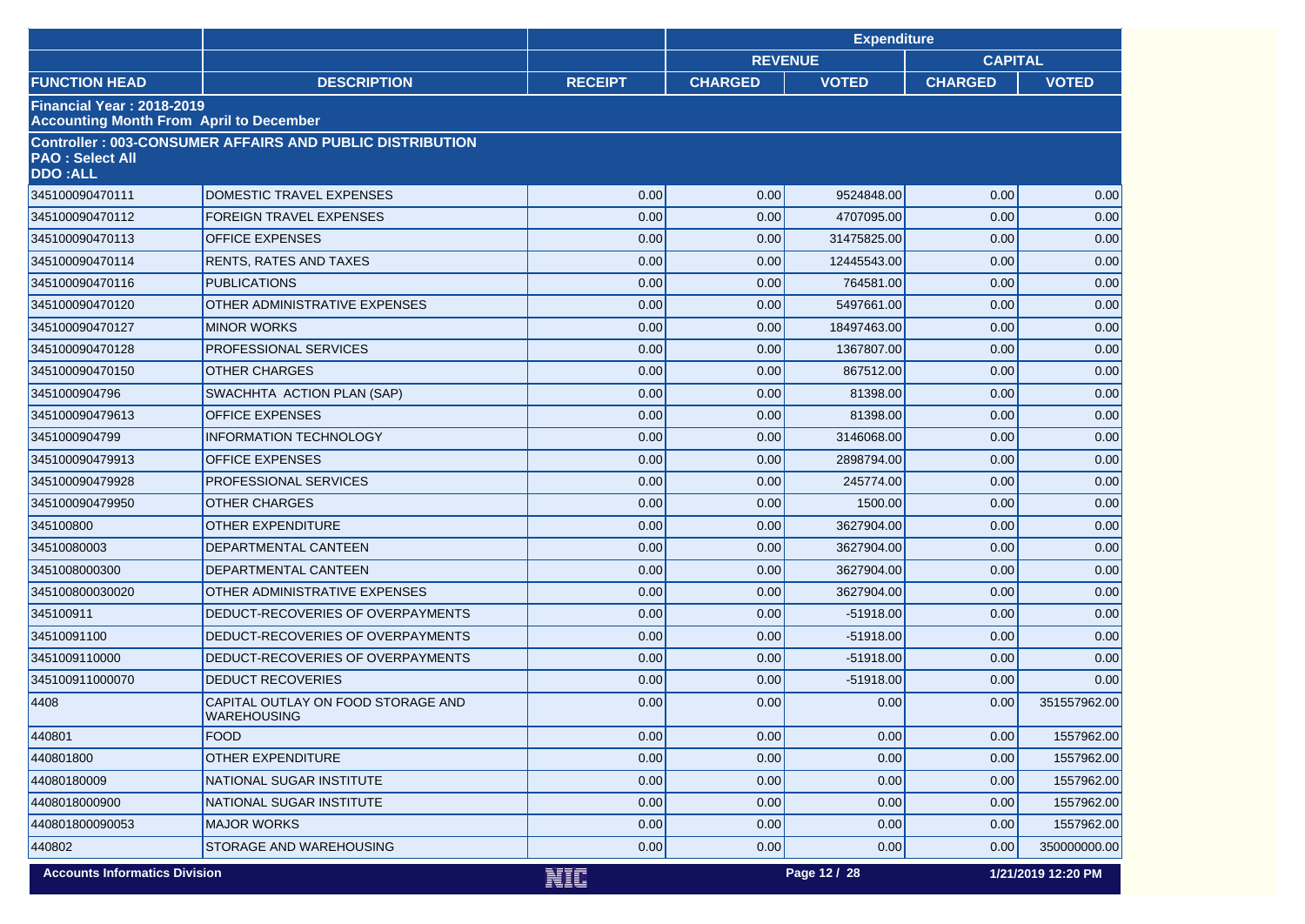| | | | Expenditure | | | |
|---|---|---|---|---|---|---|
| | | | REVENUE | | CAPITAL | |
| FUNCTION HEAD | DESCRIPTION | RECEIPT | CHARGED | VOTED | CHARGED | VOTED |
| **Financial Year : 2018-2019<br>Accounting Month From April to December** | | | | | | |
| **Controller : 003-CONSUMER AFFAIRS AND PUBLIC DISTRIBUTION<br>PAO : Select All<br>DDO :ALL** | | | | | | |
| 345100090470111 | DOMESTIC TRAVEL EXPENSES | 0.00 | 0.00 | 9524848.00 | 0.00 | 0.00 |
| 345100090470112 | FOREIGN TRAVEL EXPENSES | 0.00 | 0.00 | 4707095.00 | 0.00 | 0.00 |
| 345100090470113 | OFFICE EXPENSES | 0.00 | 0.00 | 31475825.00 | 0.00 | 0.00 |
| 345100090470114 | RENTS, RATES AND TAXES | 0.00 | 0.00 | 12445543.00 | 0.00 | 0.00 |
| 345100090470116 | PUBLICATIONS | 0.00 | 0.00 | 764581.00 | 0.00 | 0.00 |
| 345100090470120 | OTHER ADMINISTRATIVE EXPENSES | 0.00 | 0.00 | 5497661.00 | 0.00 | 0.00 |
| 345100090470127 | MINOR WORKS | 0.00 | 0.00 | 18497463.00 | 0.00 | 0.00 |
| 345100090470128 | PROFESSIONAL SERVICES | 0.00 | 0.00 | 1367807.00 | 0.00 | 0.00 |
| 345100090470150 | OTHER CHARGES | 0.00 | 0.00 | 867512.00 | 0.00 | 0.00 |
| 3451000904796 | SWACHHTA ACTION PLAN (SAP) | 0.00 | 0.00 | 81398.00 | 0.00 | 0.00 |
| 345100090479613 | OFFICE EXPENSES | 0.00 | 0.00 | 81398.00 | 0.00 | 0.00 |
| 3451000904799 | INFORMATION TECHNOLOGY | 0.00 | 0.00 | 3146068.00 | 0.00 | 0.00 |
| 345100090479913 | OFFICE EXPENSES | 0.00 | 0.00 | 2898794.00 | 0.00 | 0.00 |
| 345100090479928 | PROFESSIONAL SERVICES | 0.00 | 0.00 | 245774.00 | 0.00 | 0.00 |
| 345100090479950 | OTHER CHARGES | 0.00 | 0.00 | 1500.00 | 0.00 | 0.00 |
| 345100800 | OTHER EXPENDITURE | 0.00 | 0.00 | 3627904.00 | 0.00 | 0.00 |
| 34510080003 | DEPARTMENTAL CANTEEN | 0.00 | 0.00 | 3627904.00 | 0.00 | 0.00 |
| 3451008000300 | DEPARTMENTAL CANTEEN | 0.00 | 0.00 | 3627904.00 | 0.00 | 0.00 |
| 345100800030020 | OTHER ADMINISTRATIVE EXPENSES | 0.00 | 0.00 | 3627904.00 | 0.00 | 0.00 |
| 345100911 | DEDUCT-RECOVERIES OF OVERPAYMENTS | 0.00 | 0.00 | -51918.00 | 0.00 | 0.00 |
| 34510091100 | DEDUCT-RECOVERIES OF OVERPAYMENTS | 0.00 | 0.00 | -51918.00 | 0.00 | 0.00 |
| 3451009110000 | DEDUCT-RECOVERIES OF OVERPAYMENTS | 0.00 | 0.00 | -51918.00 | 0.00 | 0.00 |
| 345100911000070 | DEDUCT RECOVERIES | 0.00 | 0.00 | -51918.00 | 0.00 | 0.00 |
| 4408 | CAPITAL OUTLAY ON FOOD STORAGE AND WAREHOUSING | 0.00 | 0.00 | 0.00 | 0.00 | 351557962.00 |
| 440801 | FOOD | 0.00 | 0.00 | 0.00 | 0.00 | 1557962.00 |
| 440801800 | OTHER EXPENDITURE | 0.00 | 0.00 | 0.00 | 0.00 | 1557962.00 |
| 44080180009 | NATIONAL SUGAR INSTITUTE | 0.00 | 0.00 | 0.00 | 0.00 | 1557962.00 |
| 4408018000900 | NATIONAL SUGAR INSTITUTE | 0.00 | 0.00 | 0.00 | 0.00 | 1557962.00 |
| 440801800090053 | MAJOR WORKS | 0.00 | 0.00 | 0.00 | 0.00 | 1557962.00 |
| 440802 | STORAGE AND WAREHOUSING | 0.00 | 0.00 | 0.00 | 0.00 | 350000000.00 |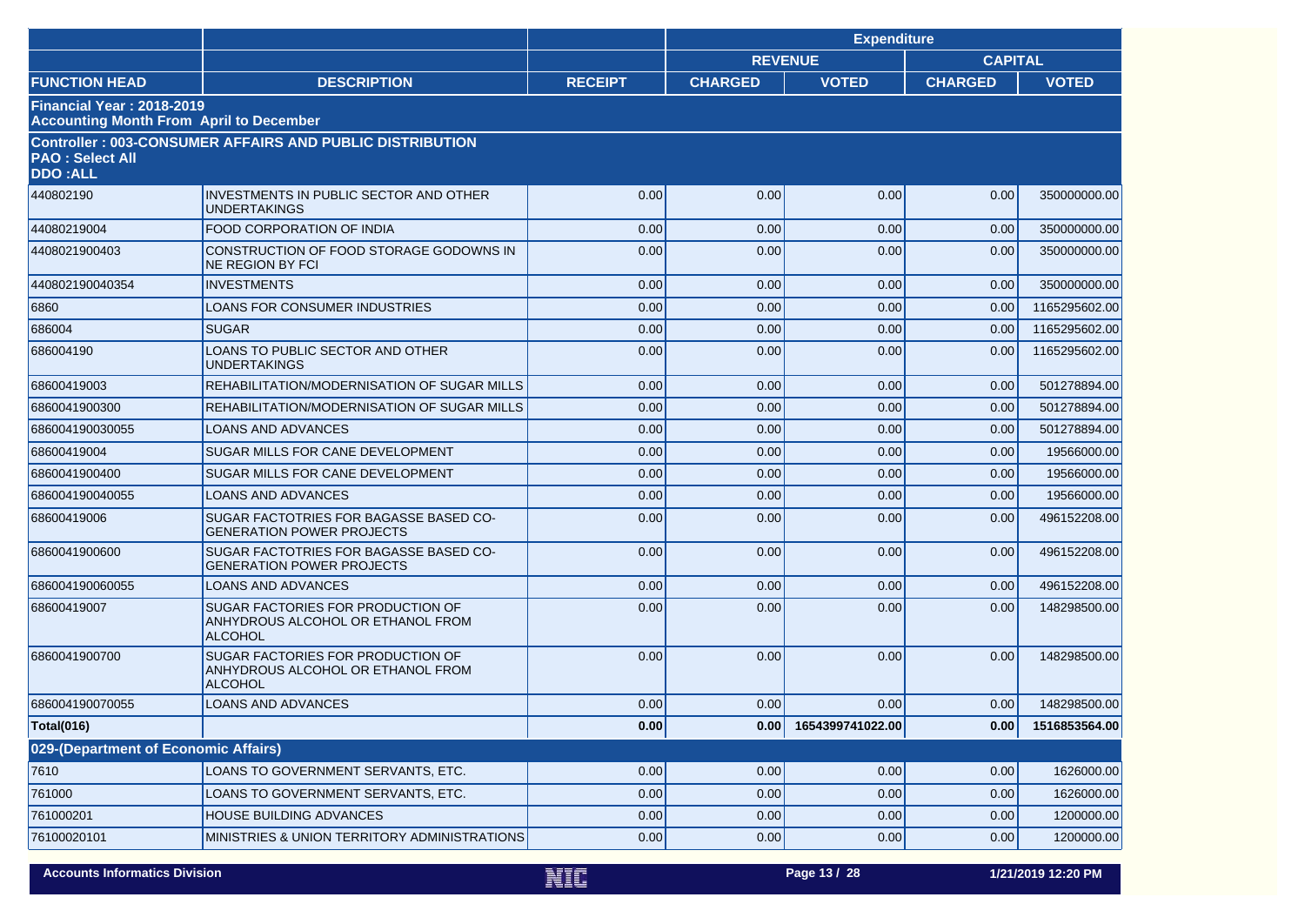|  |  |  | Expenditure |  |  |  |
|---|---|---|---|---|---|---|
|  |  |  | REVENUE |  | CAPITAL |  |
| FUNCTION HEAD | DESCRIPTION | RECEIPT | CHARGED | VOTED | CHARGED | VOTED |
| **Financial Year : 2018-2019<br>Accounting Month From April to December** |  |  |  |  |  |  |
| **Controller : 003-CONSUMER AFFAIRS AND PUBLIC DISTRIBUTION<br>PAO : Select All<br>DDO :ALL** |  |  |  |  |  |  |
| 440802190 | INVESTMENTS IN PUBLIC SECTOR AND OTHER UNDERTAKINGS | 0.00 | 0.00 | 0.00 | 0.00 | 350000000.00 |
| 44080219004 | FOOD CORPORATION OF INDIA | 0.00 | 0.00 | 0.00 | 0.00 | 350000000.00 |
| 4408021900403 | CONSTRUCTION OF FOOD STORAGE GODOWNS IN NE REGION BY FCI | 0.00 | 0.00 | 0.00 | 0.00 | 350000000.00 |
| 440802190040354 | INVESTMENTS | 0.00 | 0.00 | 0.00 | 0.00 | 350000000.00 |
| 6860 | LOANS FOR CONSUMER INDUSTRIES | 0.00 | 0.00 | 0.00 | 0.00 | 1165295602.00 |
| 686004 | SUGAR | 0.00 | 0.00 | 0.00 | 0.00 | 1165295602.00 |
| 686004190 | LOANS TO PUBLIC SECTOR AND OTHER UNDERTAKINGS | 0.00 | 0.00 | 0.00 | 0.00 | 1165295602.00 |
| 68600419003 | REHABILITATION/MODERNISATION OF SUGAR MILLS | 0.00 | 0.00 | 0.00 | 0.00 | 501278894.00 |
| 6860041900300 | REHABILITATION/MODERNISATION OF SUGAR MILLS | 0.00 | 0.00 | 0.00 | 0.00 | 501278894.00 |
| 686004190030055 | LOANS AND ADVANCES | 0.00 | 0.00 | 0.00 | 0.00 | 501278894.00 |
| 68600419004 | SUGAR MILLS FOR CANE DEVELOPMENT | 0.00 | 0.00 | 0.00 | 0.00 | 19566000.00 |
| 6860041900400 | SUGAR MILLS FOR CANE DEVELOPMENT | 0.00 | 0.00 | 0.00 | 0.00 | 19566000.00 |
| 686004190040055 | LOANS AND ADVANCES | 0.00 | 0.00 | 0.00 | 0.00 | 19566000.00 |
| 68600419006 | SUGAR FACTOTRIES FOR BAGASSE BASED CO-GENERATION POWER PROJECTS | 0.00 | 0.00 | 0.00 | 0.00 | 496152208.00 |
| 6860041900600 | SUGAR FACTOTRIES FOR BAGASSE BASED CO-GENERATION POWER PROJECTS | 0.00 | 0.00 | 0.00 | 0.00 | 496152208.00 |
| 686004190060055 | LOANS AND ADVANCES | 0.00 | 0.00 | 0.00 | 0.00 | 496152208.00 |
| 68600419007 | SUGAR FACTORIES FOR PRODUCTION OF ANHYDROUS ALCOHOL OR ETHANOL FROM ALCOHOL | 0.00 | 0.00 | 0.00 | 0.00 | 148298500.00 |
| 6860041900700 | SUGAR FACTORIES FOR PRODUCTION OF ANHYDROUS ALCOHOL OR ETHANOL FROM ALCOHOL | 0.00 | 0.00 | 0.00 | 0.00 | 148298500.00 |
| 686004190070055 | LOANS AND ADVANCES | 0.00 | 0.00 | 0.00 | 0.00 | 148298500.00 |
| **Total(016)** |  | **0.00** | **0.00** | **1654399741022.00** | **0.00** | **1516853564.00** |
| **029-(Department of Economic Affairs)** |  |  |  |  |  |  |
| 7610 | LOANS TO GOVERNMENT SERVANTS, ETC. | 0.00 | 0.00 | 0.00 | 0.00 | 1626000.00 |
| 761000 | LOANS TO GOVERNMENT SERVANTS, ETC. | 0.00 | 0.00 | 0.00 | 0.00 | 1626000.00 |
| 761000201 | HOUSE BUILDING ADVANCES | 0.00 | 0.00 | 0.00 | 0.00 | 1200000.00 |
| 76100020101 | MINISTRIES & UNION TERRITORY ADMINISTRATIONS | 0.00 | 0.00 | 0.00 | 0.00 | 1200000.00 |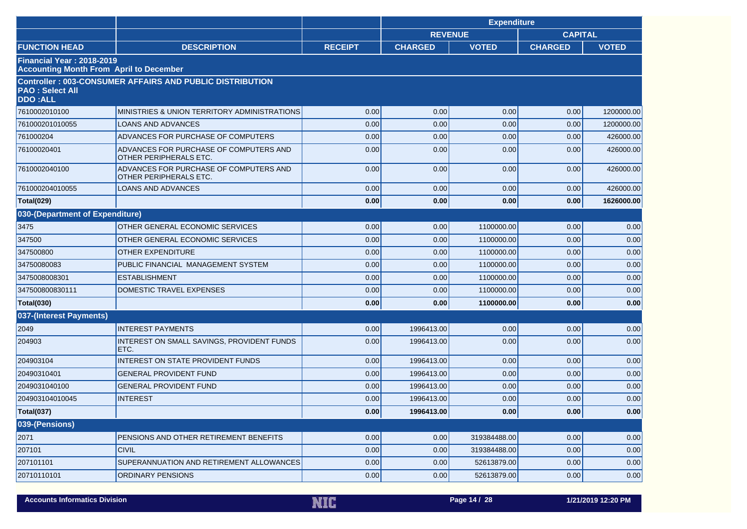| | | | Expenditure | | | |
|---|---|---|---|---|---|---|
| | | | REVENUE | | CAPITAL | |
| FUNCTION HEAD | DESCRIPTION | RECEIPT | CHARGED | VOTED | CHARGED | VOTED |
| **Financial Year : 2018-2019<br>Accounting Month From April to December** | | | | | | |
| **Controller : 003-CONSUMER AFFAIRS AND PUBLIC DISTRIBUTION<br>PAO : Select All<br>DDO :ALL** | | | | | | |
| 7610002010100 | MINISTRIES & UNION TERRITORY ADMINISTRATIONS | 0.00 | 0.00 | 0.00 | 0.00 | 1200000.00 |
| 761000201010055 | LOANS AND ADVANCES | 0.00 | 0.00 | 0.00 | 0.00 | 1200000.00 |
| 761000204 | ADVANCES FOR PURCHASE OF COMPUTERS | 0.00 | 0.00 | 0.00 | 0.00 | 426000.00 |
| 76100020401 | ADVANCES FOR PURCHASE OF COMPUTERS AND OTHER PERIPHERALS ETC. | 0.00 | 0.00 | 0.00 | 0.00 | 426000.00 |
| 7610002040100 | ADVANCES FOR PURCHASE OF COMPUTERS AND OTHER PERIPHERALS ETC. | 0.00 | 0.00 | 0.00 | 0.00 | 426000.00 |
| 761000204010055 | LOANS AND ADVANCES | 0.00 | 0.00 | 0.00 | 0.00 | 426000.00 |
| **Total(029)** | | **0.00** | **0.00** | **0.00** | **0.00** | **1626000.00** |
| **030-(Department of Expenditure)** | | | | | | |
| 3475 | OTHER GENERAL ECONOMIC SERVICES | 0.00 | 0.00 | 1100000.00 | 0.00 | 0.00 |
| 347500 | OTHER GENERAL ECONOMIC SERVICES | 0.00 | 0.00 | 1100000.00 | 0.00 | 0.00 |
| 347500800 | OTHER EXPENDITURE | 0.00 | 0.00 | 1100000.00 | 0.00 | 0.00 |
| 34750080083 | PUBLIC FINANCIAL MANAGEMENT SYSTEM | 0.00 | 0.00 | 1100000.00 | 0.00 | 0.00 |
| 3475008008301 | ESTABLISHMENT | 0.00 | 0.00 | 1100000.00 | 0.00 | 0.00 |
| 347500800830111 | DOMESTIC TRAVEL EXPENSES | 0.00 | 0.00 | 1100000.00 | 0.00 | 0.00 |
| **Total(030)** | | **0.00** | **0.00** | **1100000.00** | **0.00** | **0.00** |
| **037-(Interest Payments)** | | | | | | |
| 2049 | INTEREST PAYMENTS | 0.00 | 1996413.00 | 0.00 | 0.00 | 0.00 |
| 204903 | INTEREST ON SMALL SAVINGS, PROVIDENT FUNDS ETC. | 0.00 | 1996413.00 | 0.00 | 0.00 | 0.00 |
| 204903104 | INTEREST ON STATE PROVIDENT FUNDS | 0.00 | 1996413.00 | 0.00 | 0.00 | 0.00 |
| 20490310401 | GENERAL PROVIDENT FUND | 0.00 | 1996413.00 | 0.00 | 0.00 | 0.00 |
| 2049031040100 | GENERAL PROVIDENT FUND | 0.00 | 1996413.00 | 0.00 | 0.00 | 0.00 |
| 204903104010045 | INTEREST | 0.00 | 1996413.00 | 0.00 | 0.00 | 0.00 |
| **Total(037)** | | **0.00** | **1996413.00** | **0.00** | **0.00** | **0.00** |
| **039-(Pensions)** | | | | | | |
| 2071 | PENSIONS AND OTHER RETIREMENT BENEFITS | 0.00 | 0.00 | 319384488.00 | 0.00 | 0.00 |
| 207101 | CIVIL | 0.00 | 0.00 | 319384488.00 | 0.00 | 0.00 |
| 207101101 | SUPERANNUATION AND RETIREMENT ALLOWANCES | 0.00 | 0.00 | 52613879.00 | 0.00 | 0.00 |
| 20710110101 | ORDINARY PENSIONS | 0.00 | 0.00 | 52613879.00 | 0.00 | 0.00 |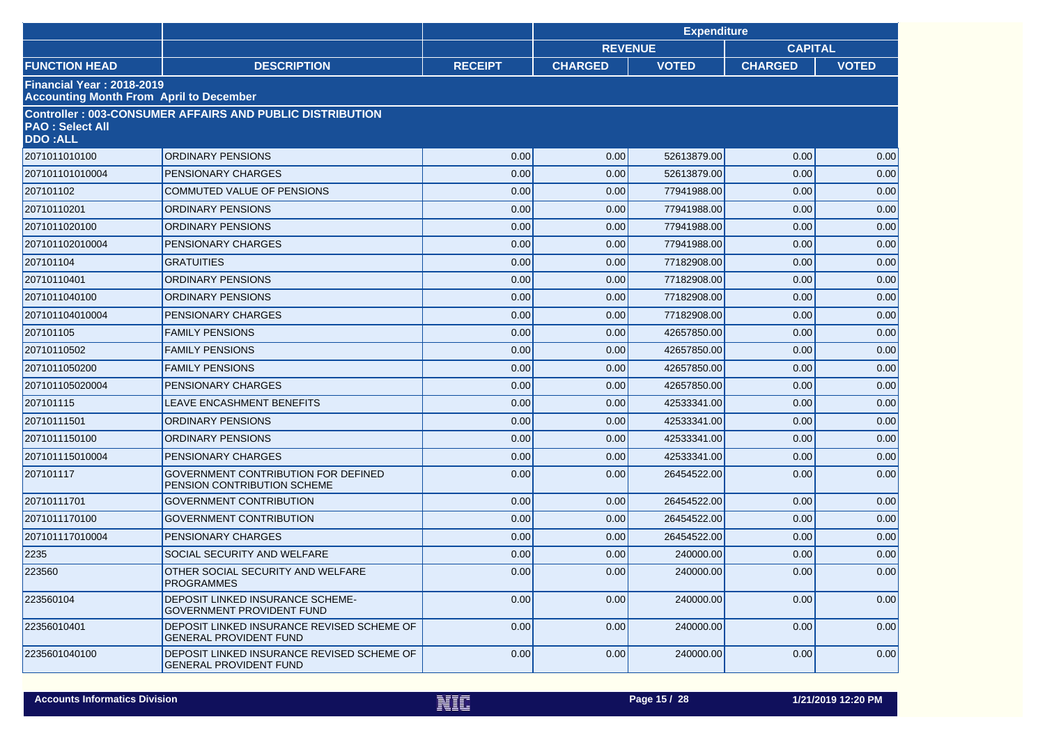| | | | Expenditure | | | |
|---|---|---|---|---|---|---|
| | | | REVENUE | | CAPITAL | |
| FUNCTION HEAD | DESCRIPTION | RECEIPT | CHARGED | VOTED | CHARGED | VOTED |
| **Financial Year : 2018-2019 Accounting Month From April to December** | | | | | | |
| **Controller : 003-CONSUMER AFFAIRS AND PUBLIC DISTRIBUTION PAO : Select All DDO :ALL** | | | | | | |
| 2071011010100 | ORDINARY PENSIONS | 0.00 | 0.00 | 52613879.00 | 0.00 | 0.00 |
| 207101101010004 | PENSIONARY CHARGES | 0.00 | 0.00 | 52613879.00 | 0.00 | 0.00 |
| 207101102 | COMMUTED VALUE OF PENSIONS | 0.00 | 0.00 | 77941988.00 | 0.00 | 0.00 |
| 20710110201 | ORDINARY PENSIONS | 0.00 | 0.00 | 77941988.00 | 0.00 | 0.00 |
| 2071011020100 | ORDINARY PENSIONS | 0.00 | 0.00 | 77941988.00 | 0.00 | 0.00 |
| 207101102010004 | PENSIONARY CHARGES | 0.00 | 0.00 | 77941988.00 | 0.00 | 0.00 |
| 207101104 | GRATUITIES | 0.00 | 0.00 | 77182908.00 | 0.00 | 0.00 |
| 20710110401 | ORDINARY PENSIONS | 0.00 | 0.00 | 77182908.00 | 0.00 | 0.00 |
| 2071011040100 | ORDINARY PENSIONS | 0.00 | 0.00 | 77182908.00 | 0.00 | 0.00 |
| 207101104010004 | PENSIONARY CHARGES | 0.00 | 0.00 | 77182908.00 | 0.00 | 0.00 |
| 207101105 | FAMILY PENSIONS | 0.00 | 0.00 | 42657850.00 | 0.00 | 0.00 |
| 20710110502 | FAMILY PENSIONS | 0.00 | 0.00 | 42657850.00 | 0.00 | 0.00 |
| 2071011050200 | FAMILY PENSIONS | 0.00 | 0.00 | 42657850.00 | 0.00 | 0.00 |
| 207101105020004 | PENSIONARY CHARGES | 0.00 | 0.00 | 42657850.00 | 0.00 | 0.00 |
| 207101115 | LEAVE ENCASHMENT BENEFITS | 0.00 | 0.00 | 42533341.00 | 0.00 | 0.00 |
| 20710111501 | ORDINARY PENSIONS | 0.00 | 0.00 | 42533341.00 | 0.00 | 0.00 |
| 2071011150100 | ORDINARY PENSIONS | 0.00 | 0.00 | 42533341.00 | 0.00 | 0.00 |
| 207101115010004 | PENSIONARY CHARGES | 0.00 | 0.00 | 42533341.00 | 0.00 | 0.00 |
| 207101117 | GOVERNMENT CONTRIBUTION FOR DEFINED PENSION CONTRIBUTION SCHEME | 0.00 | 0.00 | 26454522.00 | 0.00 | 0.00 |
| 20710111701 | GOVERNMENT CONTRIBUTION | 0.00 | 0.00 | 26454522.00 | 0.00 | 0.00 |
| 2071011170100 | GOVERNMENT CONTRIBUTION | 0.00 | 0.00 | 26454522.00 | 0.00 | 0.00 |
| 207101117010004 | PENSIONARY CHARGES | 0.00 | 0.00 | 26454522.00 | 0.00 | 0.00 |
| 2235 | SOCIAL SECURITY AND WELFARE | 0.00 | 0.00 | 240000.00 | 0.00 | 0.00 |
| 223560 | OTHER SOCIAL SECURITY AND WELFARE PROGRAMMES | 0.00 | 0.00 | 240000.00 | 0.00 | 0.00 |
| 223560104 | DEPOSIT LINKED INSURANCE SCHEME-GOVERNMENT PROVIDENT FUND | 0.00 | 0.00 | 240000.00 | 0.00 | 0.00 |
| 22356010401 | DEPOSIT LINKED INSURANCE REVISED SCHEME OF GENERAL PROVIDENT FUND | 0.00 | 0.00 | 240000.00 | 0.00 | 0.00 |
| 2235601040100 | DEPOSIT LINKED INSURANCE REVISED SCHEME OF GENERAL PROVIDENT FUND | 0.00 | 0.00 | 240000.00 | 0.00 | 0.00 |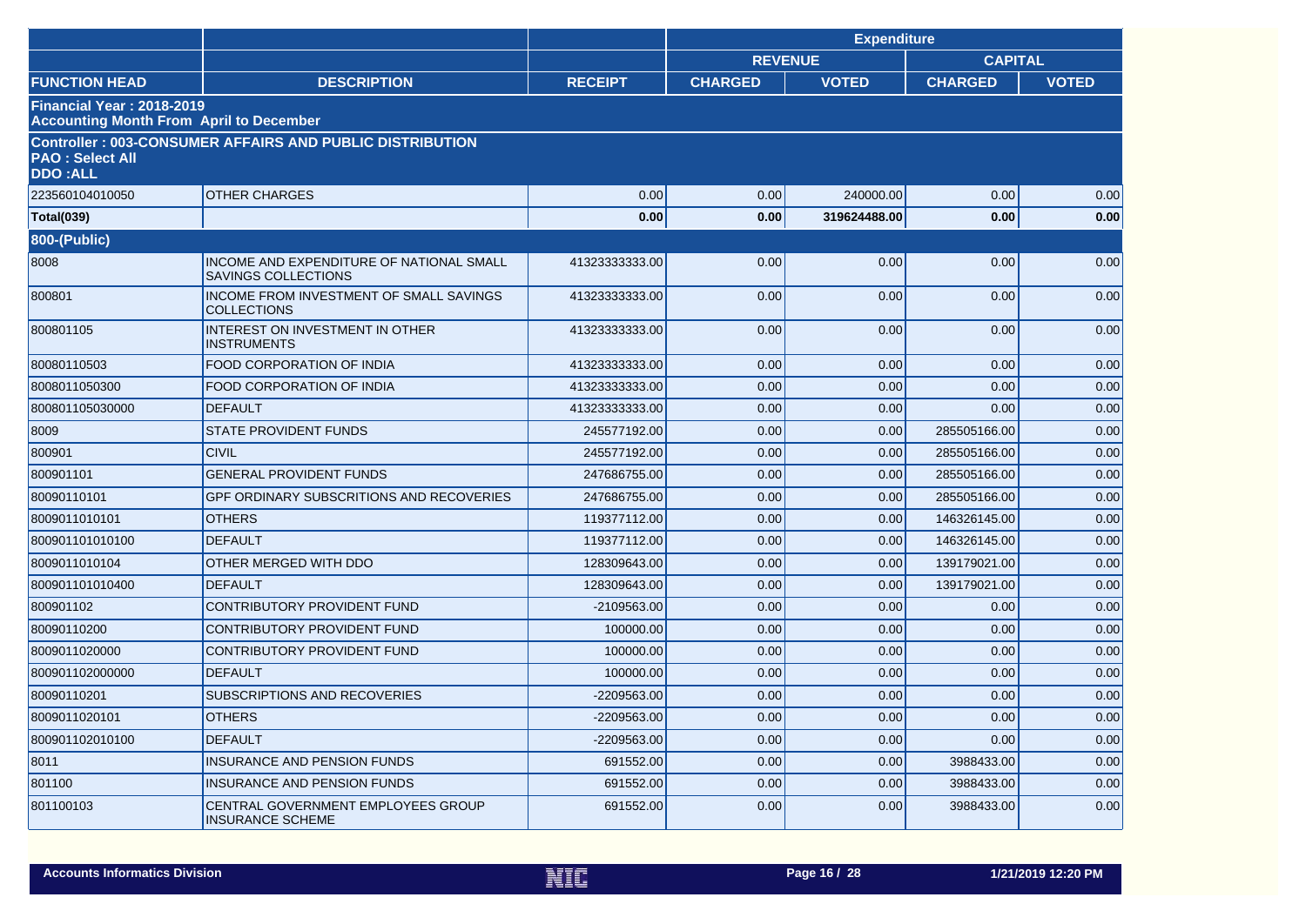| | | | Expenditure | | | |
|---|---|---|---|---|---|---|
| | | | REVENUE | | CAPITAL | |
| FUNCTION HEAD | DESCRIPTION | RECEIPT | CHARGED | VOTED | CHARGED | VOTED |
| **Financial Year : 2018-2019**<br>**Accounting Month From April to December** | | | | | | |
| **Controller : 003-CONSUMER AFFAIRS AND PUBLIC DISTRIBUTION**<br>**PAO : Select All**<br>**DDO :ALL** | | | | | | |
| 223560104010050 | OTHER CHARGES | 0.00 | 0.00 | 240000.00 | 0.00 | 0.00 |
| **Total(039)** | | **0.00** | **0.00** | **319624488.00** | **0.00** | **0.00** |
| **800-(Public)** | | | | | | |
| 8008 | INCOME AND EXPENDITURE OF NATIONAL SMALL SAVINGS COLLECTIONS | 41323333333.00 | 0.00 | 0.00 | 0.00 | 0.00 |
| 800801 | INCOME FROM INVESTMENT OF SMALL SAVINGS COLLECTIONS | 41323333333.00 | 0.00 | 0.00 | 0.00 | 0.00 |
| 800801105 | INTEREST ON INVESTMENT IN OTHER INSTRUMENTS | 41323333333.00 | 0.00 | 0.00 | 0.00 | 0.00 |
| 80080110503 | FOOD CORPORATION OF INDIA | 41323333333.00 | 0.00 | 0.00 | 0.00 | 0.00 |
| 8008011050300 | FOOD CORPORATION OF INDIA | 41323333333.00 | 0.00 | 0.00 | 0.00 | 0.00 |
| 800801105030000 | DEFAULT | 41323333333.00 | 0.00 | 0.00 | 0.00 | 0.00 |
| 8009 | STATE PROVIDENT FUNDS | 245577192.00 | 0.00 | 0.00 | 285505166.00 | 0.00 |
| 800901 | CIVIL | 245577192.00 | 0.00 | 0.00 | 285505166.00 | 0.00 |
| 800901101 | GENERAL PROVIDENT FUNDS | 247686755.00 | 0.00 | 0.00 | 285505166.00 | 0.00 |
| 80090110101 | GPF ORDINARY SUBSCRITIONS AND RECOVERIES | 247686755.00 | 0.00 | 0.00 | 285505166.00 | 0.00 |
| 8009011010101 | OTHERS | 119377112.00 | 0.00 | 0.00 | 146326145.00 | 0.00 |
| 800901101010100 | DEFAULT | 119377112.00 | 0.00 | 0.00 | 146326145.00 | 0.00 |
| 8009011010104 | OTHER MERGED WITH DDO | 128309643.00 | 0.00 | 0.00 | 139179021.00 | 0.00 |
| 800901101010400 | DEFAULT | 128309643.00 | 0.00 | 0.00 | 139179021.00 | 0.00 |
| 800901102 | CONTRIBUTORY PROVIDENT FUND | -2109563.00 | 0.00 | 0.00 | 0.00 | 0.00 |
| 80090110200 | CONTRIBUTORY PROVIDENT FUND | 100000.00 | 0.00 | 0.00 | 0.00 | 0.00 |
| 8009011020000 | CONTRIBUTORY PROVIDENT FUND | 100000.00 | 0.00 | 0.00 | 0.00 | 0.00 |
| 800901102000000 | DEFAULT | 100000.00 | 0.00 | 0.00 | 0.00 | 0.00 |
| 80090110201 | SUBSCRIPTIONS AND RECOVERIES | -2209563.00 | 0.00 | 0.00 | 0.00 | 0.00 |
| 8009011020101 | OTHERS | -2209563.00 | 0.00 | 0.00 | 0.00 | 0.00 |
| 800901102010100 | DEFAULT | -2209563.00 | 0.00 | 0.00 | 0.00 | 0.00 |
| 8011 | INSURANCE AND PENSION FUNDS | 691552.00 | 0.00 | 0.00 | 3988433.00 | 0.00 |
| 801100 | INSURANCE AND PENSION FUNDS | 691552.00 | 0.00 | 0.00 | 3988433.00 | 0.00 |
| 801100103 | CENTRAL GOVERNMENT EMPLOYEES GROUP INSURANCE SCHEME | 691552.00 | 0.00 | 0.00 | 3988433.00 | 0.00 |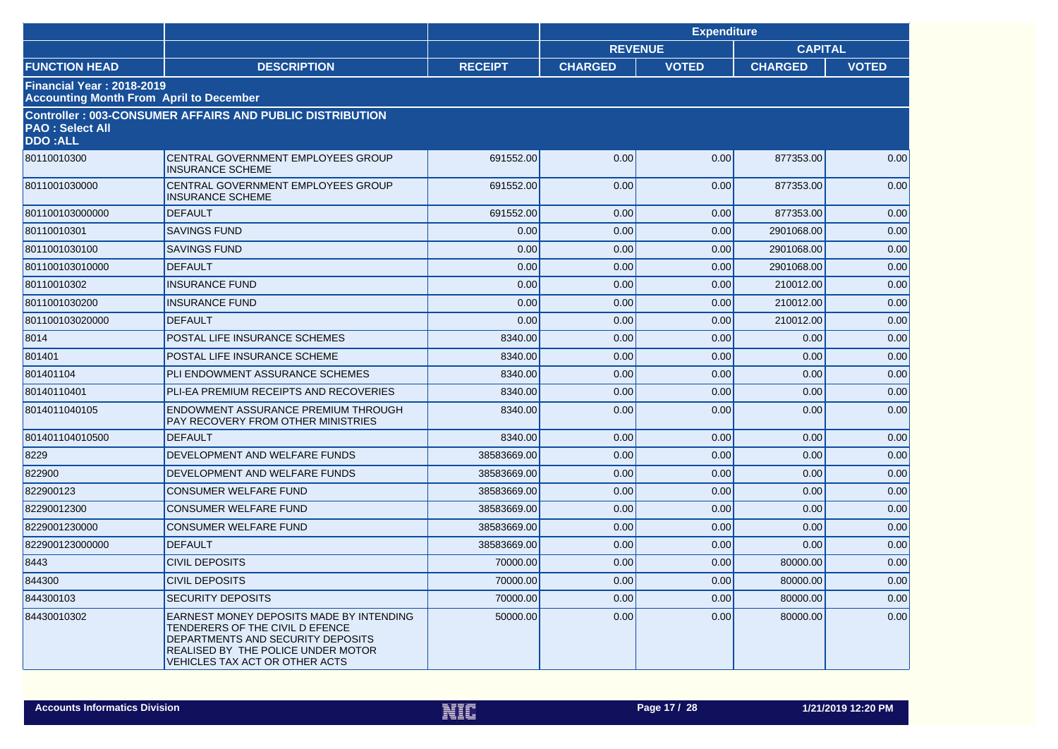| | | | Expenditure | | | |
|---|---|---|---|---|---|---|
| | | | REVENUE | | CAPITAL | |
| FUNCTION HEAD | DESCRIPTION | RECEIPT | CHARGED | VOTED | CHARGED | VOTED |
| **Financial Year : 2018-2019**<br>**Accounting Month From April to December** | | | | | | |
| **Controller : 003-CONSUMER AFFAIRS AND PUBLIC DISTRIBUTION**<br>**PAO : Select All**<br>**DDO :ALL** | | | | | | |
| 80110010300 | CENTRAL GOVERNMENT EMPLOYEES GROUP INSURANCE SCHEME | 691552.00 | 0.00 | 0.00 | 877353.00 | 0.00 |
| 8011001030000 | CENTRAL GOVERNMENT EMPLOYEES GROUP INSURANCE SCHEME | 691552.00 | 0.00 | 0.00 | 877353.00 | 0.00 |
| 801100103000000 | DEFAULT | 691552.00 | 0.00 | 0.00 | 877353.00 | 0.00 |
| 80110010301 | SAVINGS FUND | 0.00 | 0.00 | 0.00 | 2901068.00 | 0.00 |
| 8011001030100 | SAVINGS FUND | 0.00 | 0.00 | 0.00 | 2901068.00 | 0.00 |
| 801100103010000 | DEFAULT | 0.00 | 0.00 | 0.00 | 2901068.00 | 0.00 |
| 80110010302 | INSURANCE FUND | 0.00 | 0.00 | 0.00 | 210012.00 | 0.00 |
| 8011001030200 | INSURANCE FUND | 0.00 | 0.00 | 0.00 | 210012.00 | 0.00 |
| 801100103020000 | DEFAULT | 0.00 | 0.00 | 0.00 | 210012.00 | 0.00 |
| 8014 | POSTAL LIFE INSURANCE SCHEMES | 8340.00 | 0.00 | 0.00 | 0.00 | 0.00 |
| 801401 | POSTAL LIFE INSURANCE SCHEME | 8340.00 | 0.00 | 0.00 | 0.00 | 0.00 |
| 801401104 | PLI ENDOWMENT ASSURANCE SCHEMES | 8340.00 | 0.00 | 0.00 | 0.00 | 0.00 |
| 80140110401 | PLI-EA PREMIUM RECEIPTS AND RECOVERIES | 8340.00 | 0.00 | 0.00 | 0.00 | 0.00 |
| 8014011040105 | ENDOWMENT ASSURANCE PREMIUM THROUGH PAY RECOVERY FROM OTHER MINISTRIES | 8340.00 | 0.00 | 0.00 | 0.00 | 0.00 |
| 801401104010500 | DEFAULT | 8340.00 | 0.00 | 0.00 | 0.00 | 0.00 |
| 8229 | DEVELOPMENT AND WELFARE FUNDS | 38583669.00 | 0.00 | 0.00 | 0.00 | 0.00 |
| 822900 | DEVELOPMENT AND WELFARE FUNDS | 38583669.00 | 0.00 | 0.00 | 0.00 | 0.00 |
| 822900123 | CONSUMER WELFARE FUND | 38583669.00 | 0.00 | 0.00 | 0.00 | 0.00 |
| 82290012300 | CONSUMER WELFARE FUND | 38583669.00 | 0.00 | 0.00 | 0.00 | 0.00 |
| 8229001230000 | CONSUMER WELFARE FUND | 38583669.00 | 0.00 | 0.00 | 0.00 | 0.00 |
| 822900123000000 | DEFAULT | 38583669.00 | 0.00 | 0.00 | 0.00 | 0.00 |
| 8443 | CIVIL DEPOSITS | 70000.00 | 0.00 | 0.00 | 80000.00 | 0.00 |
| 844300 | CIVIL DEPOSITS | 70000.00 | 0.00 | 0.00 | 80000.00 | 0.00 |
| 844300103 | SECURITY DEPOSITS | 70000.00 | 0.00 | 0.00 | 80000.00 | 0.00 |
| 84430010302 | EARNEST MONEY DEPOSITS MADE BY INTENDING TENDERERS OF THE CIVIL D EFENCE DEPARTMENTS AND SECURITY DEPOSITS REALISED BY THE POLICE UNDER MOTOR VEHICLES TAX ACT OR OTHER ACTS | 50000.00 | 0.00 | 0.00 | 80000.00 | 0.00 |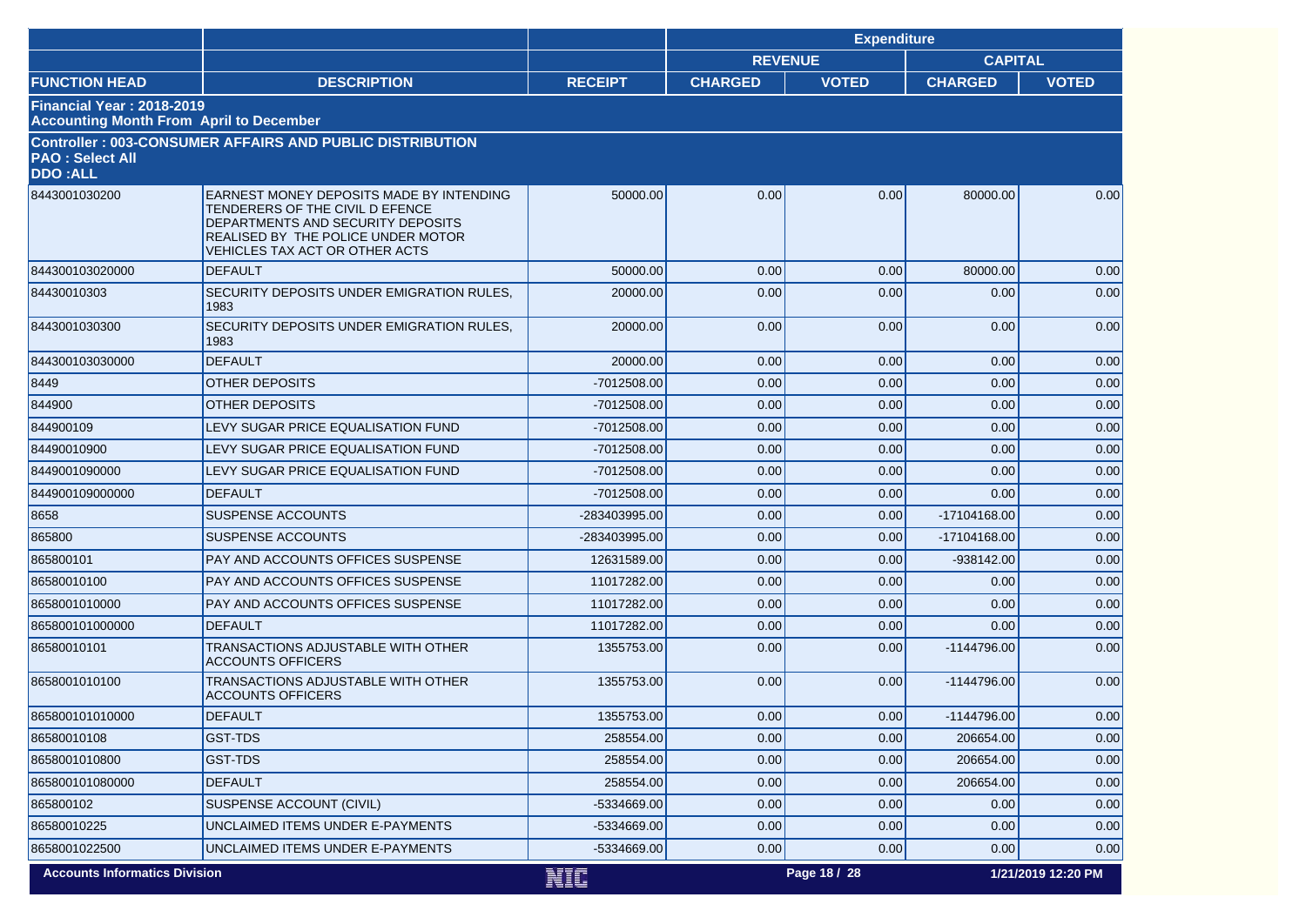| | | | Expenditure | | | |
|---|---|---|---|---|---|---|
| | | | REVENUE | | CAPITAL | |
| FUNCTION HEAD | DESCRIPTION | RECEIPT | CHARGED | VOTED | CHARGED | VOTED |
| **Financial Year : 2018-2019** **Accounting Month From April to December** | | | | | | |
| **Controller : 003-CONSUMER AFFAIRS AND PUBLIC DISTRIBUTION** **PAO : Select All** **DDO :ALL** | | | | | | |
| 8443001030200 | EARNEST MONEY DEPOSITS MADE BY INTENDING TENDERERS OF THE CIVIL D EFENCE DEPARTMENTS AND SECURITY DEPOSITS REALISED BY THE POLICE UNDER MOTOR VEHICLES TAX ACT OR OTHER ACTS | 50000.00 | 0.00 | 0.00 | 80000.00 | 0.00 |
| 844300103020000 | DEFAULT | 50000.00 | 0.00 | 0.00 | 80000.00 | 0.00 |
| 84430010303 | SECURITY DEPOSITS UNDER EMIGRATION RULES, 1983 | 20000.00 | 0.00 | 0.00 | 0.00 | 0.00 |
| 8443001030300 | SECURITY DEPOSITS UNDER EMIGRATION RULES, 1983 | 20000.00 | 0.00 | 0.00 | 0.00 | 0.00 |
| 844300103030000 | DEFAULT | 20000.00 | 0.00 | 0.00 | 0.00 | 0.00 |
| 8449 | OTHER DEPOSITS | -7012508.00 | 0.00 | 0.00 | 0.00 | 0.00 |
| 844900 | OTHER DEPOSITS | -7012508.00 | 0.00 | 0.00 | 0.00 | 0.00 |
| 844900109 | LEVY SUGAR PRICE EQUALISATION FUND | -7012508.00 | 0.00 | 0.00 | 0.00 | 0.00 |
| 84490010900 | LEVY SUGAR PRICE EQUALISATION FUND | -7012508.00 | 0.00 | 0.00 | 0.00 | 0.00 |
| 8449001090000 | LEVY SUGAR PRICE EQUALISATION FUND | -7012508.00 | 0.00 | 0.00 | 0.00 | 0.00 |
| 844900109000000 | DEFAULT | -7012508.00 | 0.00 | 0.00 | 0.00 | 0.00 |
| 8658 | SUSPENSE ACCOUNTS | -283403995.00 | 0.00 | 0.00 | -17104168.00 | 0.00 |
| 865800 | SUSPENSE ACCOUNTS | -283403995.00 | 0.00 | 0.00 | -17104168.00 | 0.00 |
| 865800101 | PAY AND ACCOUNTS OFFICES SUSPENSE | 12631589.00 | 0.00 | 0.00 | -938142.00 | 0.00 |
| 86580010100 | PAY AND ACCOUNTS OFFICES SUSPENSE | 11017282.00 | 0.00 | 0.00 | 0.00 | 0.00 |
| 8658001010000 | PAY AND ACCOUNTS OFFICES SUSPENSE | 11017282.00 | 0.00 | 0.00 | 0.00 | 0.00 |
| 865800101000000 | DEFAULT | 11017282.00 | 0.00 | 0.00 | 0.00 | 0.00 |
| 86580010101 | TRANSACTIONS ADJUSTABLE WITH OTHER ACCOUNTS OFFICERS | 1355753.00 | 0.00 | 0.00 | -1144796.00 | 0.00 |
| 8658001010100 | TRANSACTIONS ADJUSTABLE WITH OTHER ACCOUNTS OFFICERS | 1355753.00 | 0.00 | 0.00 | -1144796.00 | 0.00 |
| 865800101010000 | DEFAULT | 1355753.00 | 0.00 | 0.00 | -1144796.00 | 0.00 |
| 86580010108 | GST-TDS | 258554.00 | 0.00 | 0.00 | 206654.00 | 0.00 |
| 8658001010800 | GST-TDS | 258554.00 | 0.00 | 0.00 | 206654.00 | 0.00 |
| 865800101080000 | DEFAULT | 258554.00 | 0.00 | 0.00 | 206654.00 | 0.00 |
| 865800102 | SUSPENSE ACCOUNT (CIVIL) | -5334669.00 | 0.00 | 0.00 | 0.00 | 0.00 |
| 86580010225 | UNCLAIMED ITEMS UNDER E-PAYMENTS | -5334669.00 | 0.00 | 0.00 | 0.00 | 0.00 |
| 8658001022500 | UNCLAIMED ITEMS UNDER E-PAYMENTS | -5334669.00 | 0.00 | 0.00 | 0.00 | 0.00 |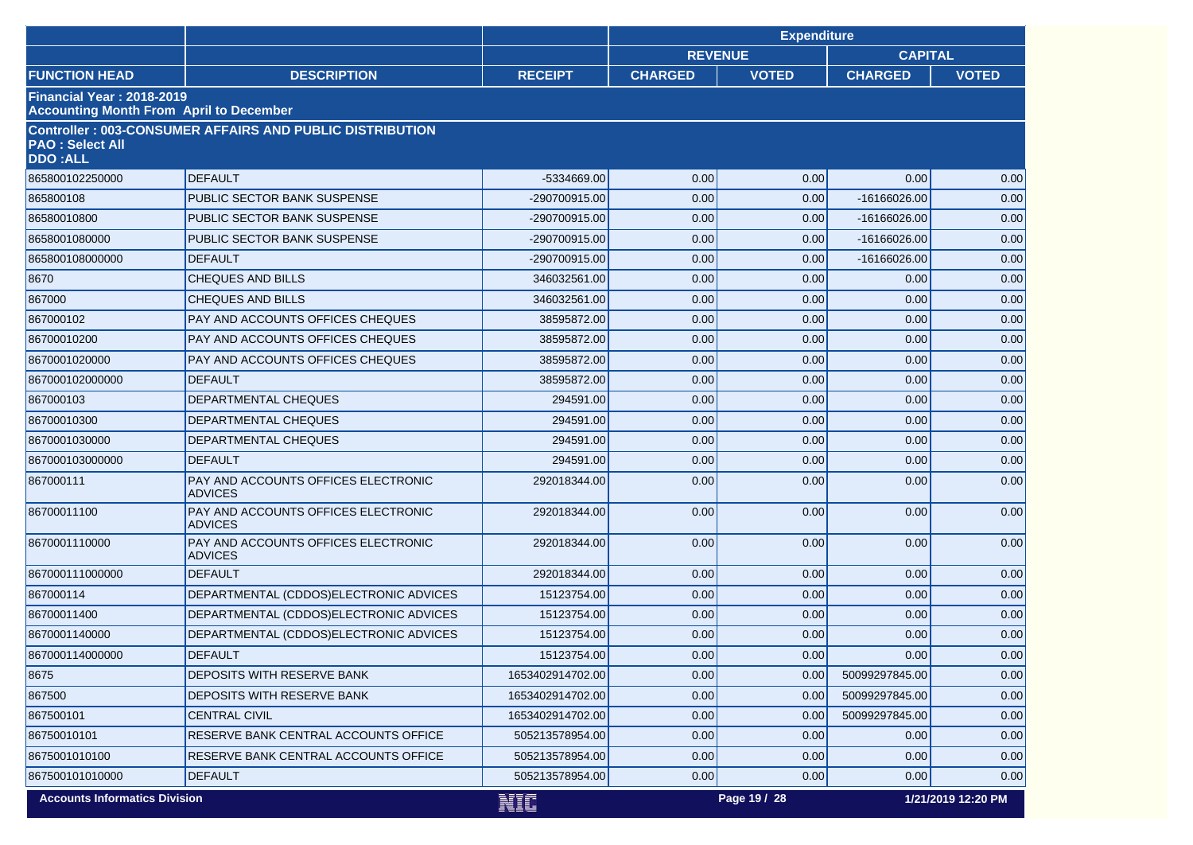| | | | Expenditure | | | |
|---|---|---|---|---|---|---|
| | | | REVENUE | | CAPITAL | |
| FUNCTION HEAD | DESCRIPTION | RECEIPT | CHARGED | VOTED | CHARGED | VOTED |
| **Financial Year : 2018-2019** **Accounting Month From April to December** | | | | | | |
| **Controller : 003-CONSUMER AFFAIRS AND PUBLIC DISTRIBUTION** **PAO : Select All** **DDO :ALL** | | | | | | |
| 865800102250000 | DEFAULT | -5334669.00 | 0.00 | 0.00 | 0.00 | 0.00 |
| 865800108 | PUBLIC SECTOR BANK SUSPENSE | -290700915.00 | 0.00 | 0.00 | -16166026.00 | 0.00 |
| 86580010800 | PUBLIC SECTOR BANK SUSPENSE | -290700915.00 | 0.00 | 0.00 | -16166026.00 | 0.00 |
| 8658001080000 | PUBLIC SECTOR BANK SUSPENSE | -290700915.00 | 0.00 | 0.00 | -16166026.00 | 0.00 |
| 865800108000000 | DEFAULT | -290700915.00 | 0.00 | 0.00 | -16166026.00 | 0.00 |
| 8670 | CHEQUES AND BILLS | 346032561.00 | 0.00 | 0.00 | 0.00 | 0.00 |
| 867000 | CHEQUES AND BILLS | 346032561.00 | 0.00 | 0.00 | 0.00 | 0.00 |
| 867000102 | PAY AND ACCOUNTS OFFICES CHEQUES | 38595872.00 | 0.00 | 0.00 | 0.00 | 0.00 |
| 86700010200 | PAY AND ACCOUNTS OFFICES CHEQUES | 38595872.00 | 0.00 | 0.00 | 0.00 | 0.00 |
| 8670001020000 | PAY AND ACCOUNTS OFFICES CHEQUES | 38595872.00 | 0.00 | 0.00 | 0.00 | 0.00 |
| 867000102000000 | DEFAULT | 38595872.00 | 0.00 | 0.00 | 0.00 | 0.00 |
| 867000103 | DEPARTMENTAL CHEQUES | 294591.00 | 0.00 | 0.00 | 0.00 | 0.00 |
| 86700010300 | DEPARTMENTAL CHEQUES | 294591.00 | 0.00 | 0.00 | 0.00 | 0.00 |
| 8670001030000 | DEPARTMENTAL CHEQUES | 294591.00 | 0.00 | 0.00 | 0.00 | 0.00 |
| 867000103000000 | DEFAULT | 294591.00 | 0.00 | 0.00 | 0.00 | 0.00 |
| 867000111 | PAY AND ACCOUNTS OFFICES ELECTRONIC ADVICES | 292018344.00 | 0.00 | 0.00 | 0.00 | 0.00 |
| 86700011100 | PAY AND ACCOUNTS OFFICES ELECTRONIC ADVICES | 292018344.00 | 0.00 | 0.00 | 0.00 | 0.00 |
| 8670001110000 | PAY AND ACCOUNTS OFFICES ELECTRONIC ADVICES | 292018344.00 | 0.00 | 0.00 | 0.00 | 0.00 |
| 867000111000000 | DEFAULT | 292018344.00 | 0.00 | 0.00 | 0.00 | 0.00 |
| 867000114 | DEPARTMENTAL (CDDOS)ELECTRONIC ADVICES | 15123754.00 | 0.00 | 0.00 | 0.00 | 0.00 |
| 86700011400 | DEPARTMENTAL (CDDOS)ELECTRONIC ADVICES | 15123754.00 | 0.00 | 0.00 | 0.00 | 0.00 |
| 8670001140000 | DEPARTMENTAL (CDDOS)ELECTRONIC ADVICES | 15123754.00 | 0.00 | 0.00 | 0.00 | 0.00 |
| 867000114000000 | DEFAULT | 15123754.00 | 0.00 | 0.00 | 0.00 | 0.00 |
| 8675 | DEPOSITS WITH RESERVE BANK | 1653402914702.00 | 0.00 | 0.00 | 50099297845.00 | 0.00 |
| 867500 | DEPOSITS WITH RESERVE BANK | 1653402914702.00 | 0.00 | 0.00 | 50099297845.00 | 0.00 |
| 867500101 | CENTRAL CIVIL | 1653402914702.00 | 0.00 | 0.00 | 50099297845.00 | 0.00 |
| 86750010101 | RESERVE BANK CENTRAL ACCOUNTS OFFICE | 505213578954.00 | 0.00 | 0.00 | 0.00 | 0.00 |
| 8675001010100 | RESERVE BANK CENTRAL ACCOUNTS OFFICE | 505213578954.00 | 0.00 | 0.00 | 0.00 | 0.00 |
| 867500101010000 | DEFAULT | 505213578954.00 | 0.00 | 0.00 | 0.00 | 0.00 |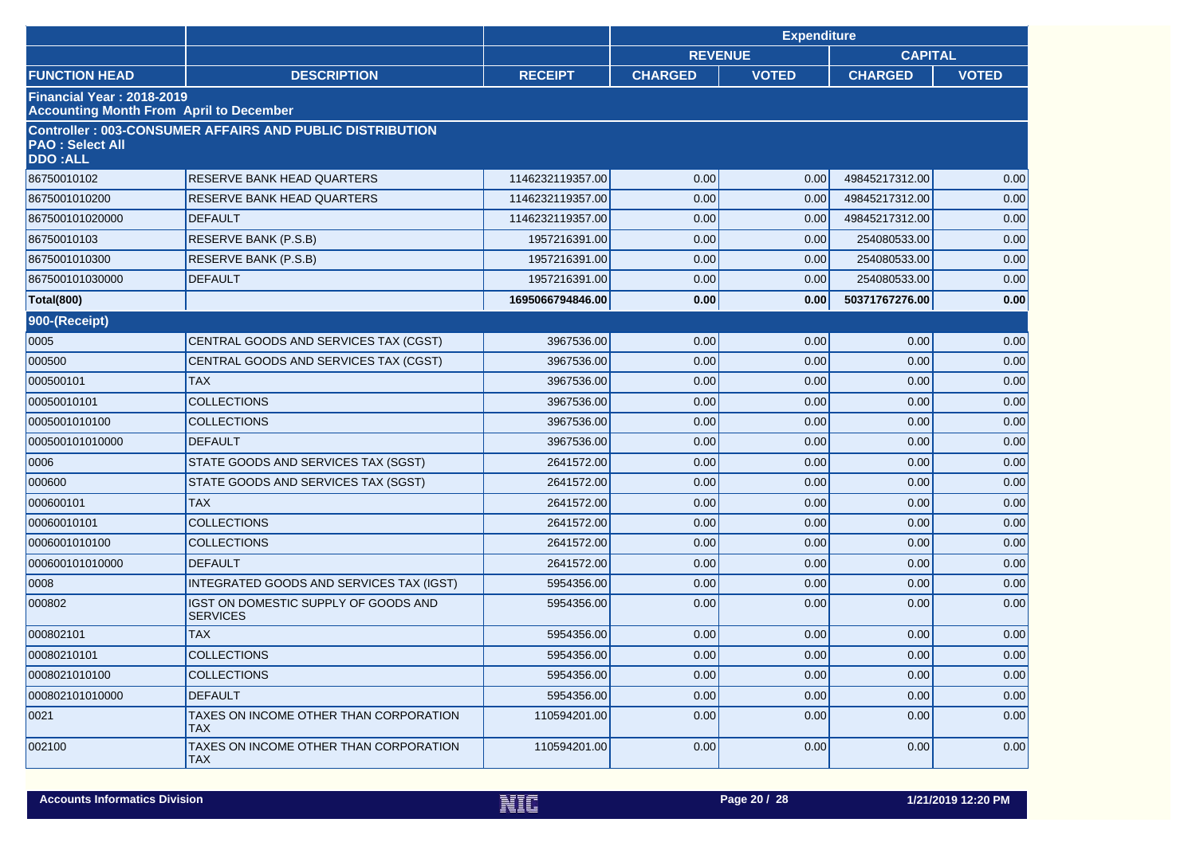| | | | Expenditure | | | |
|---|---|---|---|---|---|---|
| | | | REVENUE | | CAPITAL | |
| FUNCTION HEAD | DESCRIPTION | RECEIPT | CHARGED | VOTED | CHARGED | VOTED |
| **Financial Year : 2018-2019 Accounting Month From April to December** | | | | | | |
| **Controller : 003-CONSUMER AFFAIRS AND PUBLIC DISTRIBUTION PAO : Select All DDO :ALL** | | | | | | |
| 86750010102 | RESERVE BANK HEAD QUARTERS | 1146232119357.00 | 0.00 | 0.00 | 49845217312.00 | 0.00 |
| 8675001010200 | RESERVE BANK HEAD QUARTERS | 1146232119357.00 | 0.00 | 0.00 | 49845217312.00 | 0.00 |
| 867500101020000 | DEFAULT | 1146232119357.00 | 0.00 | 0.00 | 49845217312.00 | 0.00 |
| 86750010103 | RESERVE BANK (P.S.B) | 1957216391.00 | 0.00 | 0.00 | 254080533.00 | 0.00 |
| 8675001010300 | RESERVE BANK (P.S.B) | 1957216391.00 | 0.00 | 0.00 | 254080533.00 | 0.00 |
| 867500101030000 | DEFAULT | 1957216391.00 | 0.00 | 0.00 | 254080533.00 | 0.00 |
| **Total(800)** | | **1695066794846.00** | **0.00** | **0.00** | **50371767276.00** | **0.00** |
| **900-(Receipt)** | | | | | | |
| 0005 | CENTRAL GOODS AND SERVICES TAX (CGST) | 3967536.00 | 0.00 | 0.00 | 0.00 | 0.00 |
| 000500 | CENTRAL GOODS AND SERVICES TAX (CGST) | 3967536.00 | 0.00 | 0.00 | 0.00 | 0.00 |
| 000500101 | TAX | 3967536.00 | 0.00 | 0.00 | 0.00 | 0.00 |
| 00050010101 | COLLECTIONS | 3967536.00 | 0.00 | 0.00 | 0.00 | 0.00 |
| 0005001010100 | COLLECTIONS | 3967536.00 | 0.00 | 0.00 | 0.00 | 0.00 |
| 000500101010000 | DEFAULT | 3967536.00 | 0.00 | 0.00 | 0.00 | 0.00 |
| 0006 | STATE GOODS AND SERVICES TAX (SGST) | 2641572.00 | 0.00 | 0.00 | 0.00 | 0.00 |
| 000600 | STATE GOODS AND SERVICES TAX (SGST) | 2641572.00 | 0.00 | 0.00 | 0.00 | 0.00 |
| 000600101 | TAX | 2641572.00 | 0.00 | 0.00 | 0.00 | 0.00 |
| 00060010101 | COLLECTIONS | 2641572.00 | 0.00 | 0.00 | 0.00 | 0.00 |
| 0006001010100 | COLLECTIONS | 2641572.00 | 0.00 | 0.00 | 0.00 | 0.00 |
| 000600101010000 | DEFAULT | 2641572.00 | 0.00 | 0.00 | 0.00 | 0.00 |
| 0008 | INTEGRATED GOODS AND SERVICES TAX (IGST) | 5954356.00 | 0.00 | 0.00 | 0.00 | 0.00 |
| 000802 | IGST ON DOMESTIC SUPPLY OF GOODS AND SERVICES | 5954356.00 | 0.00 | 0.00 | 0.00 | 0.00 |
| 000802101 | TAX | 5954356.00 | 0.00 | 0.00 | 0.00 | 0.00 |
| 00080210101 | COLLECTIONS | 5954356.00 | 0.00 | 0.00 | 0.00 | 0.00 |
| 0008021010100 | COLLECTIONS | 5954356.00 | 0.00 | 0.00 | 0.00 | 0.00 |
| 000802101010000 | DEFAULT | 5954356.00 | 0.00 | 0.00 | 0.00 | 0.00 |
| 0021 | TAXES ON INCOME OTHER THAN CORPORATION TAX | 110594201.00 | 0.00 | 0.00 | 0.00 | 0.00 |
| 002100 | TAXES ON INCOME OTHER THAN CORPORATION TAX | 110594201.00 | 0.00 | 0.00 | 0.00 | 0.00 |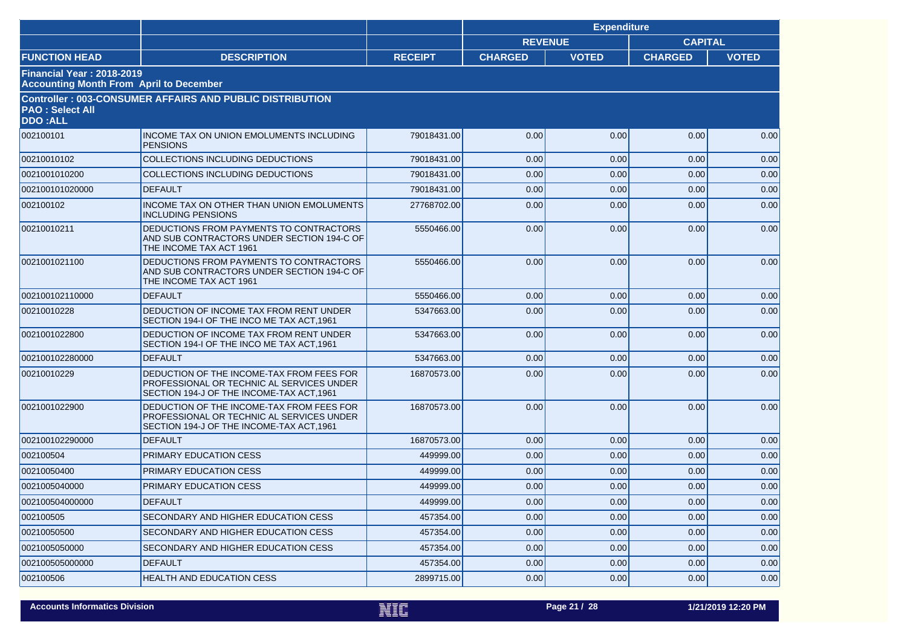| | | | Expenditure | | | |
|---|---|---|---|---|---|---|
| | | | REVENUE | | CAPITAL | |
| FUNCTION HEAD | DESCRIPTION | RECEIPT | CHARGED | VOTED | CHARGED | VOTED |
| **Financial Year : 2018-2019**<br>**Accounting Month From April to December** | | | | | | |
| **Controller : 003-CONSUMER AFFAIRS AND PUBLIC DISTRIBUTION**<br>**PAO : Select All**<br>**DDO :ALL** | | | | | | |
| 002100101 | INCOME TAX ON UNION EMOLUMENTS INCLUDING PENSIONS | 79018431.00 | 0.00 | 0.00 | 0.00 | 0.00 |
| 00210010102 | COLLECTIONS INCLUDING DEDUCTIONS | 79018431.00 | 0.00 | 0.00 | 0.00 | 0.00 |
| 0021001010200 | COLLECTIONS INCLUDING DEDUCTIONS | 79018431.00 | 0.00 | 0.00 | 0.00 | 0.00 |
| 002100101020000 | DEFAULT | 79018431.00 | 0.00 | 0.00 | 0.00 | 0.00 |
| 002100102 | INCOME TAX ON OTHER THAN UNION EMOLUMENTS INCLUDING PENSIONS | 27768702.00 | 0.00 | 0.00 | 0.00 | 0.00 |
| 00210010211 | DEDUCTIONS FROM PAYMENTS TO CONTRACTORS AND SUB CONTRACTORS UNDER SECTION 194-C OF THE INCOME TAX ACT 1961 | 5550466.00 | 0.00 | 0.00 | 0.00 | 0.00 |
| 0021001021100 | DEDUCTIONS FROM PAYMENTS TO CONTRACTORS AND SUB CONTRACTORS UNDER SECTION 194-C OF THE INCOME TAX ACT 1961 | 5550466.00 | 0.00 | 0.00 | 0.00 | 0.00 |
| 002100102110000 | DEFAULT | 5550466.00 | 0.00 | 0.00 | 0.00 | 0.00 |
| 00210010228 | DEDUCTION OF INCOME TAX FROM RENT UNDER SECTION 194-I OF THE INCO ME TAX ACT,1961 | 5347663.00 | 0.00 | 0.00 | 0.00 | 0.00 |
| 0021001022800 | DEDUCTION OF INCOME TAX FROM RENT UNDER SECTION 194-I OF THE INCO ME TAX ACT,1961 | 5347663.00 | 0.00 | 0.00 | 0.00 | 0.00 |
| 002100102280000 | DEFAULT | 5347663.00 | 0.00 | 0.00 | 0.00 | 0.00 |
| 00210010229 | DEDUCTION OF THE INCOME-TAX FROM FEES FOR PROFESSIONAL OR TECHNIC AL SERVICES UNDER SECTION 194-J OF THE INCOME-TAX ACT,1961 | 16870573.00 | 0.00 | 0.00 | 0.00 | 0.00 |
| 0021001022900 | DEDUCTION OF THE INCOME-TAX FROM FEES FOR PROFESSIONAL OR TECHNIC AL SERVICES UNDER SECTION 194-J OF THE INCOME-TAX ACT,1961 | 16870573.00 | 0.00 | 0.00 | 0.00 | 0.00 |
| 002100102290000 | DEFAULT | 16870573.00 | 0.00 | 0.00 | 0.00 | 0.00 |
| 002100504 | PRIMARY EDUCATION CESS | 449999.00 | 0.00 | 0.00 | 0.00 | 0.00 |
| 00210050400 | PRIMARY EDUCATION CESS | 449999.00 | 0.00 | 0.00 | 0.00 | 0.00 |
| 0021005040000 | PRIMARY EDUCATION CESS | 449999.00 | 0.00 | 0.00 | 0.00 | 0.00 |
| 002100504000000 | DEFAULT | 449999.00 | 0.00 | 0.00 | 0.00 | 0.00 |
| 002100505 | SECONDARY AND HIGHER EDUCATION CESS | 457354.00 | 0.00 | 0.00 | 0.00 | 0.00 |
| 00210050500 | SECONDARY AND HIGHER EDUCATION CESS | 457354.00 | 0.00 | 0.00 | 0.00 | 0.00 |
| 0021005050000 | SECONDARY AND HIGHER EDUCATION CESS | 457354.00 | 0.00 | 0.00 | 0.00 | 0.00 |
| 002100505000000 | DEFAULT | 457354.00 | 0.00 | 0.00 | 0.00 | 0.00 |
| 002100506 | HEALTH AND EDUCATION CESS | 2899715.00 | 0.00 | 0.00 | 0.00 | 0.00 |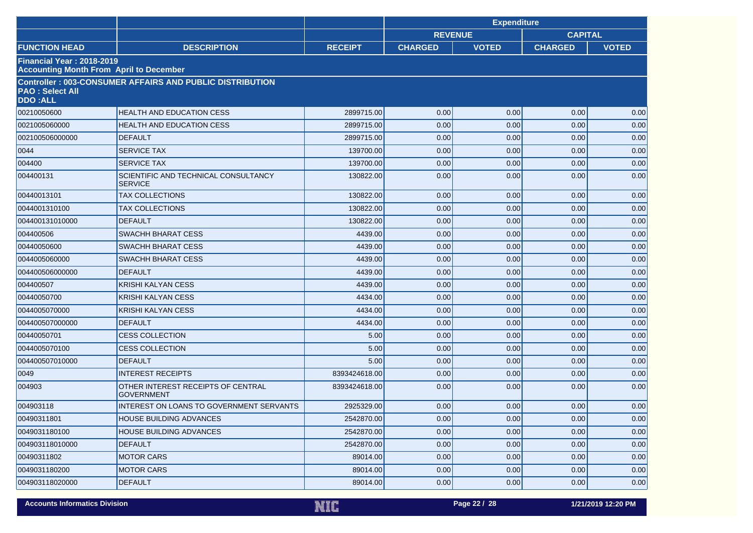|  |  |  | Expenditure | | | |
|---|---|---|---|---|---|---|
|  |  |  | REVENUE | | CAPITAL | |
| FUNCTION HEAD | DESCRIPTION | RECEIPT | CHARGED | VOTED | CHARGED | VOTED |
| **Financial Year : 2018-2019** **Accounting Month From April to December** | | | | | | |
| **Controller : 003-CONSUMER AFFAIRS AND PUBLIC DISTRIBUTION** **PAO : Select All** **DDO :ALL** | | | | | | |
| 00210050600 | HEALTH AND EDUCATION CESS | 2899715.00 | 0.00 | 0.00 | 0.00 | 0.00 |
| 0021005060000 | HEALTH AND EDUCATION CESS | 2899715.00 | 0.00 | 0.00 | 0.00 | 0.00 |
| 002100506000000 | DEFAULT | 2899715.00 | 0.00 | 0.00 | 0.00 | 0.00 |
| 0044 | SERVICE TAX | 139700.00 | 0.00 | 0.00 | 0.00 | 0.00 |
| 004400 | SERVICE TAX | 139700.00 | 0.00 | 0.00 | 0.00 | 0.00 |
| 004400131 | SCIENTIFIC AND TECHNICAL CONSULTANCY SERVICE | 130822.00 | 0.00 | 0.00 | 0.00 | 0.00 |
| 00440013101 | TAX COLLECTIONS | 130822.00 | 0.00 | 0.00 | 0.00 | 0.00 |
| 0044001310100 | TAX COLLECTIONS | 130822.00 | 0.00 | 0.00 | 0.00 | 0.00 |
| 004400131010000 | DEFAULT | 130822.00 | 0.00 | 0.00 | 0.00 | 0.00 |
| 004400506 | SWACHH BHARAT CESS | 4439.00 | 0.00 | 0.00 | 0.00 | 0.00 |
| 00440050600 | SWACHH BHARAT CESS | 4439.00 | 0.00 | 0.00 | 0.00 | 0.00 |
| 0044005060000 | SWACHH BHARAT CESS | 4439.00 | 0.00 | 0.00 | 0.00 | 0.00 |
| 004400506000000 | DEFAULT | 4439.00 | 0.00 | 0.00 | 0.00 | 0.00 |
| 004400507 | KRISHI KALYAN CESS | 4439.00 | 0.00 | 0.00 | 0.00 | 0.00 |
| 00440050700 | KRISHI KALYAN CESS | 4434.00 | 0.00 | 0.00 | 0.00 | 0.00 |
| 0044005070000 | KRISHI KALYAN CESS | 4434.00 | 0.00 | 0.00 | 0.00 | 0.00 |
| 004400507000000 | DEFAULT | 4434.00 | 0.00 | 0.00 | 0.00 | 0.00 |
| 00440050701 | CESS COLLECTION | 5.00 | 0.00 | 0.00 | 0.00 | 0.00 |
| 0044005070100 | CESS COLLECTION | 5.00 | 0.00 | 0.00 | 0.00 | 0.00 |
| 004400507010000 | DEFAULT | 5.00 | 0.00 | 0.00 | 0.00 | 0.00 |
| 0049 | INTEREST RECEIPTS | 8393424618.00 | 0.00 | 0.00 | 0.00 | 0.00 |
| 004903 | OTHER INTEREST RECEIPTS OF CENTRAL GOVERNMENT | 8393424618.00 | 0.00 | 0.00 | 0.00 | 0.00 |
| 004903118 | INTEREST ON LOANS TO GOVERNMENT SERVANTS | 2925329.00 | 0.00 | 0.00 | 0.00 | 0.00 |
| 00490311801 | HOUSE BUILDING ADVANCES | 2542870.00 | 0.00 | 0.00 | 0.00 | 0.00 |
| 0049031180100 | HOUSE BUILDING ADVANCES | 2542870.00 | 0.00 | 0.00 | 0.00 | 0.00 |
| 004903118010000 | DEFAULT | 2542870.00 | 0.00 | 0.00 | 0.00 | 0.00 |
| 00490311802 | MOTOR CARS | 89014.00 | 0.00 | 0.00 | 0.00 | 0.00 |
| 0049031180200 | MOTOR CARS | 89014.00 | 0.00 | 0.00 | 0.00 | 0.00 |
| 004903118020000 | DEFAULT | 89014.00 | 0.00 | 0.00 | 0.00 | 0.00 |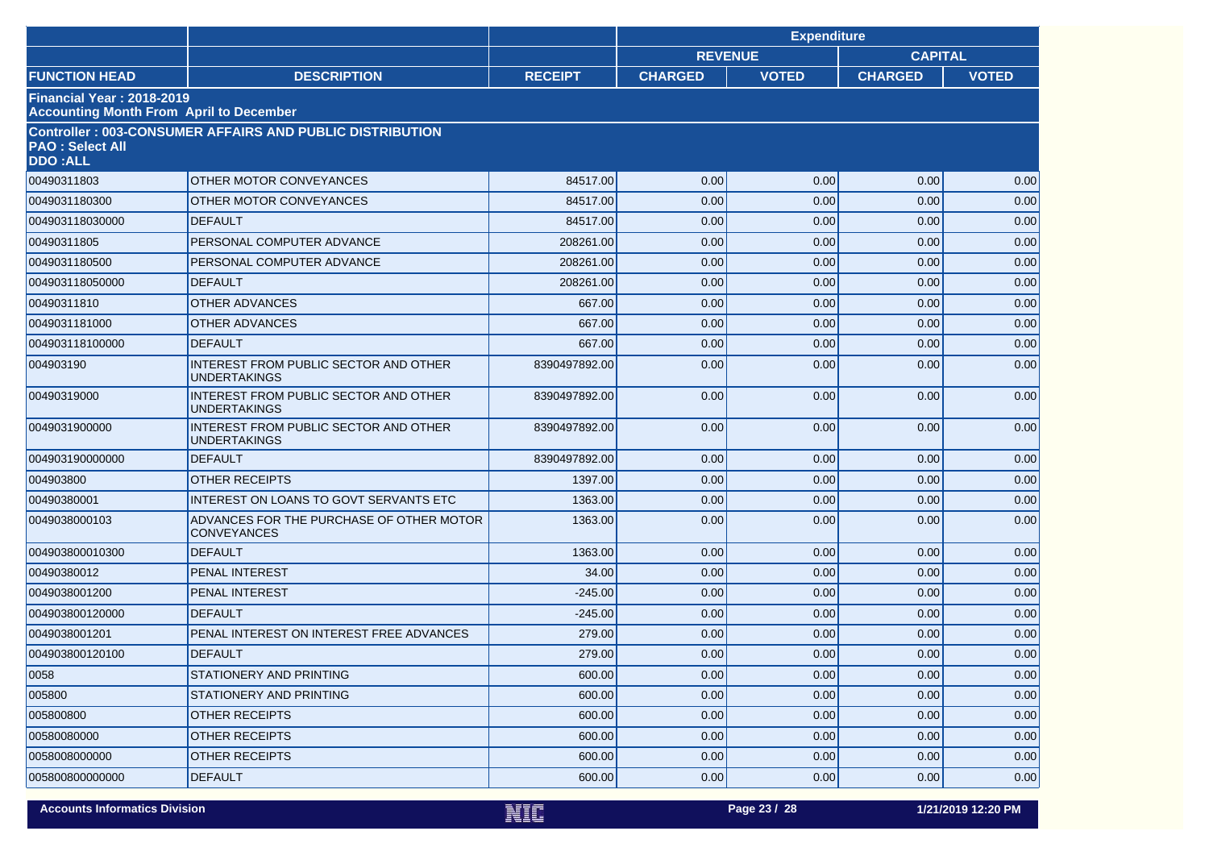| | | | Expenditure | | | |
|---|---|---|---|---|---|---|
| | | | REVENUE | | CAPITAL | |
| FUNCTION HEAD | DESCRIPTION | RECEIPT | CHARGED | VOTED | CHARGED | VOTED |
| **Financial Year : 2018-2019**<br>**Accounting Month From April to December** | | | | | | |
| **Controller : 003-CONSUMER AFFAIRS AND PUBLIC DISTRIBUTION**<br>**PAO : Select All**<br>**DDO :ALL** | | | | | | |
| 00490311803 | OTHER MOTOR CONVEYANCES | 84517.00 | 0.00 | 0.00 | 0.00 | 0.00 |
| 0049031180300 | OTHER MOTOR CONVEYANCES | 84517.00 | 0.00 | 0.00 | 0.00 | 0.00 |
| 004903118030000 | DEFAULT | 84517.00 | 0.00 | 0.00 | 0.00 | 0.00 |
| 00490311805 | PERSONAL COMPUTER ADVANCE | 208261.00 | 0.00 | 0.00 | 0.00 | 0.00 |
| 0049031180500 | PERSONAL COMPUTER ADVANCE | 208261.00 | 0.00 | 0.00 | 0.00 | 0.00 |
| 004903118050000 | DEFAULT | 208261.00 | 0.00 | 0.00 | 0.00 | 0.00 |
| 00490311810 | OTHER ADVANCES | 667.00 | 0.00 | 0.00 | 0.00 | 0.00 |
| 0049031181000 | OTHER ADVANCES | 667.00 | 0.00 | 0.00 | 0.00 | 0.00 |
| 004903118100000 | DEFAULT | 667.00 | 0.00 | 0.00 | 0.00 | 0.00 |
| 004903190 | INTEREST FROM PUBLIC SECTOR AND OTHER UNDERTAKINGS | 8390497892.00 | 0.00 | 0.00 | 0.00 | 0.00 |
| 00490319000 | INTEREST FROM PUBLIC SECTOR AND OTHER UNDERTAKINGS | 8390497892.00 | 0.00 | 0.00 | 0.00 | 0.00 |
| 0049031900000 | INTEREST FROM PUBLIC SECTOR AND OTHER UNDERTAKINGS | 8390497892.00 | 0.00 | 0.00 | 0.00 | 0.00 |
| 004903190000000 | DEFAULT | 8390497892.00 | 0.00 | 0.00 | 0.00 | 0.00 |
| 004903800 | OTHER RECEIPTS | 1397.00 | 0.00 | 0.00 | 0.00 | 0.00 |
| 00490380001 | INTEREST ON LOANS TO GOVT SERVANTS ETC | 1363.00 | 0.00 | 0.00 | 0.00 | 0.00 |
| 0049038000103 | ADVANCES FOR THE PURCHASE OF OTHER MOTOR CONVEYANCES | 1363.00 | 0.00 | 0.00 | 0.00 | 0.00 |
| 004903800010300 | DEFAULT | 1363.00 | 0.00 | 0.00 | 0.00 | 0.00 |
| 00490380012 | PENAL INTEREST | 34.00 | 0.00 | 0.00 | 0.00 | 0.00 |
| 0049038001200 | PENAL INTEREST | -245.00 | 0.00 | 0.00 | 0.00 | 0.00 |
| 004903800120000 | DEFAULT | -245.00 | 0.00 | 0.00 | 0.00 | 0.00 |
| 0049038001201 | PENAL INTEREST ON INTEREST FREE ADVANCES | 279.00 | 0.00 | 0.00 | 0.00 | 0.00 |
| 004903800120100 | DEFAULT | 279.00 | 0.00 | 0.00 | 0.00 | 0.00 |
| 0058 | STATIONERY AND PRINTING | 600.00 | 0.00 | 0.00 | 0.00 | 0.00 |
| 005800 | STATIONERY AND PRINTING | 600.00 | 0.00 | 0.00 | 0.00 | 0.00 |
| 005800800 | OTHER RECEIPTS | 600.00 | 0.00 | 0.00 | 0.00 | 0.00 |
| 00580080000 | OTHER RECEIPTS | 600.00 | 0.00 | 0.00 | 0.00 | 0.00 |
| 0058008000000 | OTHER RECEIPTS | 600.00 | 0.00 | 0.00 | 0.00 | 0.00 |
| 005800800000000 | DEFAULT | 600.00 | 0.00 | 0.00 | 0.00 | 0.00 |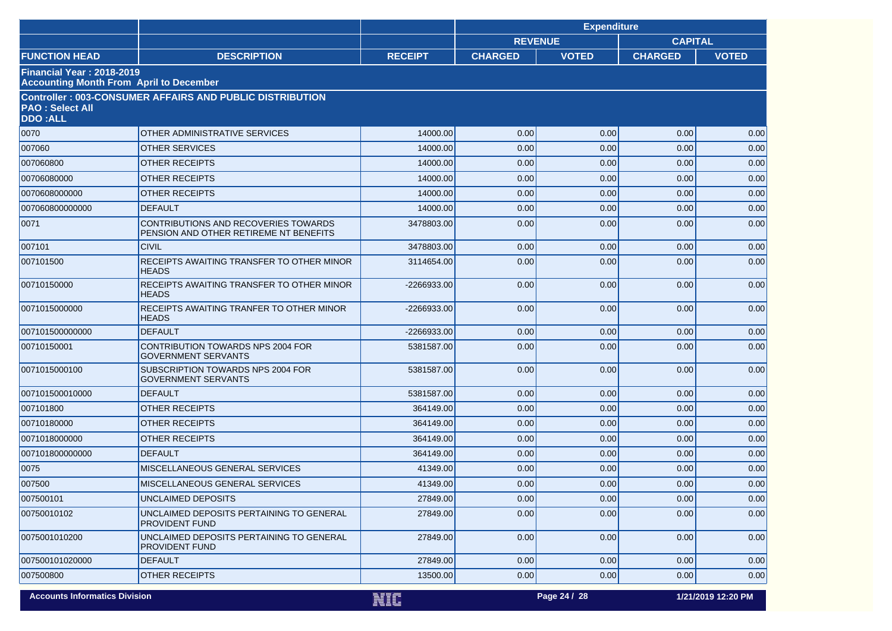|  |  |  | Expenditure | | | |
|---|---|---|---|---|---|---|
|  |  |  | REVENUE | | CAPITAL | |
| FUNCTION HEAD | DESCRIPTION | RECEIPT | CHARGED | VOTED | CHARGED | VOTED |
| **Financial Year : 2018-2019** **Accounting Month From April to December** | | | | | | |
| **Controller : 003-CONSUMER AFFAIRS AND PUBLIC DISTRIBUTION** **PAO : Select All** **DDO :ALL** | | | | | | |
| 0070 | OTHER ADMINISTRATIVE SERVICES | 14000.00 | 0.00 | 0.00 | 0.00 | 0.00 |
| 007060 | OTHER SERVICES | 14000.00 | 0.00 | 0.00 | 0.00 | 0.00 |
| 007060800 | OTHER RECEIPTS | 14000.00 | 0.00 | 0.00 | 0.00 | 0.00 |
| 00706080000 | OTHER RECEIPTS | 14000.00 | 0.00 | 0.00 | 0.00 | 0.00 |
| 0070608000000 | OTHER RECEIPTS | 14000.00 | 0.00 | 0.00 | 0.00 | 0.00 |
| 007060800000000 | DEFAULT | 14000.00 | 0.00 | 0.00 | 0.00 | 0.00 |
| 0071 | CONTRIBUTIONS AND RECOVERIES TOWARDS PENSION AND OTHER RETIREME NT BENEFITS | 3478803.00 | 0.00 | 0.00 | 0.00 | 0.00 |
| 007101 | CIVIL | 3478803.00 | 0.00 | 0.00 | 0.00 | 0.00 |
| 007101500 | RECEIPTS AWAITING TRANSFER TO OTHER MINOR HEADS | 3114654.00 | 0.00 | 0.00 | 0.00 | 0.00 |
| 00710150000 | RECEIPTS AWAITING TRANSFER TO OTHER MINOR HEADS | -2266933.00 | 0.00 | 0.00 | 0.00 | 0.00 |
| 0071015000000 | RECEIPTS AWAITING TRANFER TO OTHER MINOR HEADS | -2266933.00 | 0.00 | 0.00 | 0.00 | 0.00 |
| 007101500000000 | DEFAULT | -2266933.00 | 0.00 | 0.00 | 0.00 | 0.00 |
| 00710150001 | CONTRIBUTION TOWARDS NPS 2004 FOR GOVERNMENT SERVANTS | 5381587.00 | 0.00 | 0.00 | 0.00 | 0.00 |
| 0071015000100 | SUBSCRIPTION TOWARDS NPS 2004 FOR GOVERNMENT SERVANTS | 5381587.00 | 0.00 | 0.00 | 0.00 | 0.00 |
| 007101500010000 | DEFAULT | 5381587.00 | 0.00 | 0.00 | 0.00 | 0.00 |
| 007101800 | OTHER RECEIPTS | 364149.00 | 0.00 | 0.00 | 0.00 | 0.00 |
| 00710180000 | OTHER RECEIPTS | 364149.00 | 0.00 | 0.00 | 0.00 | 0.00 |
| 0071018000000 | OTHER RECEIPTS | 364149.00 | 0.00 | 0.00 | 0.00 | 0.00 |
| 007101800000000 | DEFAULT | 364149.00 | 0.00 | 0.00 | 0.00 | 0.00 |
| 0075 | MISCELLANEOUS GENERAL SERVICES | 41349.00 | 0.00 | 0.00 | 0.00 | 0.00 |
| 007500 | MISCELLANEOUS GENERAL SERVICES | 41349.00 | 0.00 | 0.00 | 0.00 | 0.00 |
| 007500101 | UNCLAIMED DEPOSITS | 27849.00 | 0.00 | 0.00 | 0.00 | 0.00 |
| 00750010102 | UNCLAIMED DEPOSITS PERTAINING TO GENERAL PROVIDENT FUND | 27849.00 | 0.00 | 0.00 | 0.00 | 0.00 |
| 0075001010200 | UNCLAIMED DEPOSITS PERTAINING TO GENERAL PROVIDENT FUND | 27849.00 | 0.00 | 0.00 | 0.00 | 0.00 |
| 007500101020000 | DEFAULT | 27849.00 | 0.00 | 0.00 | 0.00 | 0.00 |
| 007500800 | OTHER RECEIPTS | 13500.00 | 0.00 | 0.00 | 0.00 | 0.00 |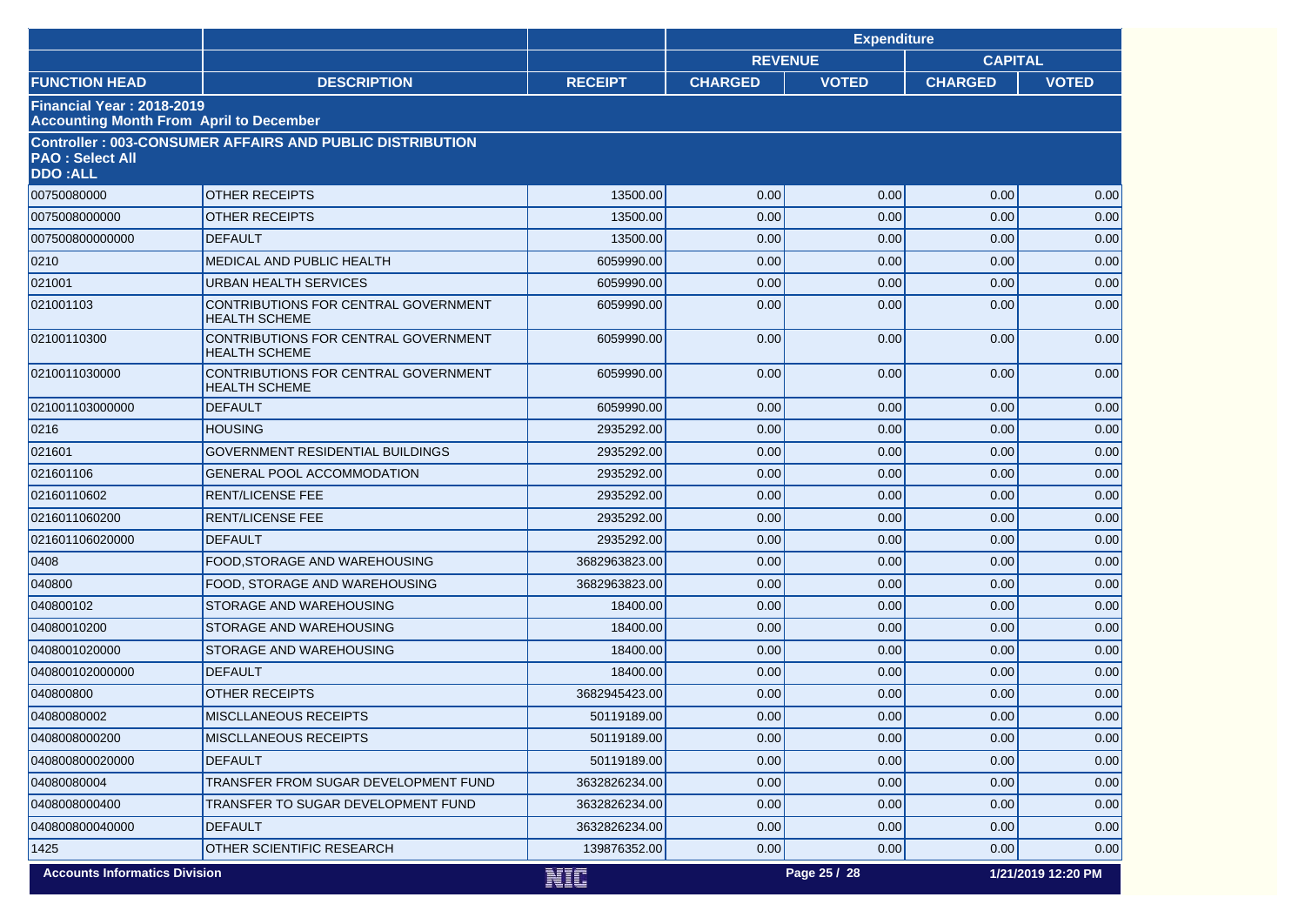| | | | Expenditure | | | |
|---|---|---|---|---|---|---|
| | | | REVENUE | | CAPITAL | |
| FUNCTION HEAD | DESCRIPTION | RECEIPT | CHARGED | VOTED | CHARGED | VOTED |
| **Financial Year : 2018-2019** **Accounting Month From April to December** | | | | | | |
| **Controller : 003-CONSUMER AFFAIRS AND PUBLIC DISTRIBUTION** **PAO : Select All** **DDO :ALL** | | | | | | |
| 00750080000 | OTHER RECEIPTS | 13500.00 | 0.00 | 0.00 | 0.00 | 0.00 |
| 0075008000000 | OTHER RECEIPTS | 13500.00 | 0.00 | 0.00 | 0.00 | 0.00 |
| 007500800000000 | DEFAULT | 13500.00 | 0.00 | 0.00 | 0.00 | 0.00 |
| 0210 | MEDICAL AND PUBLIC HEALTH | 6059990.00 | 0.00 | 0.00 | 0.00 | 0.00 |
| 021001 | URBAN HEALTH SERVICES | 6059990.00 | 0.00 | 0.00 | 0.00 | 0.00 |
| 021001103 | CONTRIBUTIONS FOR CENTRAL GOVERNMENT HEALTH SCHEME | 6059990.00 | 0.00 | 0.00 | 0.00 | 0.00 |
| 02100110300 | CONTRIBUTIONS FOR CENTRAL GOVERNMENT HEALTH SCHEME | 6059990.00 | 0.00 | 0.00 | 0.00 | 0.00 |
| 0210011030000 | CONTRIBUTIONS FOR CENTRAL GOVERNMENT HEALTH SCHEME | 6059990.00 | 0.00 | 0.00 | 0.00 | 0.00 |
| 021001103000000 | DEFAULT | 6059990.00 | 0.00 | 0.00 | 0.00 | 0.00 |
| 0216 | HOUSING | 2935292.00 | 0.00 | 0.00 | 0.00 | 0.00 |
| 021601 | GOVERNMENT RESIDENTIAL BUILDINGS | 2935292.00 | 0.00 | 0.00 | 0.00 | 0.00 |
| 021601106 | GENERAL POOL ACCOMMODATION | 2935292.00 | 0.00 | 0.00 | 0.00 | 0.00 |
| 02160110602 | RENT/LICENSE FEE | 2935292.00 | 0.00 | 0.00 | 0.00 | 0.00 |
| 0216011060200 | RENT/LICENSE FEE | 2935292.00 | 0.00 | 0.00 | 0.00 | 0.00 |
| 021601106020000 | DEFAULT | 2935292.00 | 0.00 | 0.00 | 0.00 | 0.00 |
| 0408 | FOOD,STORAGE AND WAREHOUSING | 3682963823.00 | 0.00 | 0.00 | 0.00 | 0.00 |
| 040800 | FOOD, STORAGE AND WAREHOUSING | 3682963823.00 | 0.00 | 0.00 | 0.00 | 0.00 |
| 040800102 | STORAGE AND WAREHOUSING | 18400.00 | 0.00 | 0.00 | 0.00 | 0.00 |
| 04080010200 | STORAGE AND WAREHOUSING | 18400.00 | 0.00 | 0.00 | 0.00 | 0.00 |
| 0408001020000 | STORAGE AND WAREHOUSING | 18400.00 | 0.00 | 0.00 | 0.00 | 0.00 |
| 040800102000000 | DEFAULT | 18400.00 | 0.00 | 0.00 | 0.00 | 0.00 |
| 040800800 | OTHER RECEIPTS | 3682945423.00 | 0.00 | 0.00 | 0.00 | 0.00 |
| 04080080002 | MISCLLANEOUS RECEIPTS | 50119189.00 | 0.00 | 0.00 | 0.00 | 0.00 |
| 0408008000200 | MISCLLANEOUS RECEIPTS | 50119189.00 | 0.00 | 0.00 | 0.00 | 0.00 |
| 040800800020000 | DEFAULT | 50119189.00 | 0.00 | 0.00 | 0.00 | 0.00 |
| 04080080004 | TRANSFER FROM SUGAR DEVELOPMENT FUND | 3632826234.00 | 0.00 | 0.00 | 0.00 | 0.00 |
| 0408008000400 | TRANSFER TO SUGAR DEVELOPMENT FUND | 3632826234.00 | 0.00 | 0.00 | 0.00 | 0.00 |
| 040800800040000 | DEFAULT | 3632826234.00 | 0.00 | 0.00 | 0.00 | 0.00 |
| 1425 | OTHER SCIENTIFIC RESEARCH | 139876352.00 | 0.00 | 0.00 | 0.00 | 0.00 |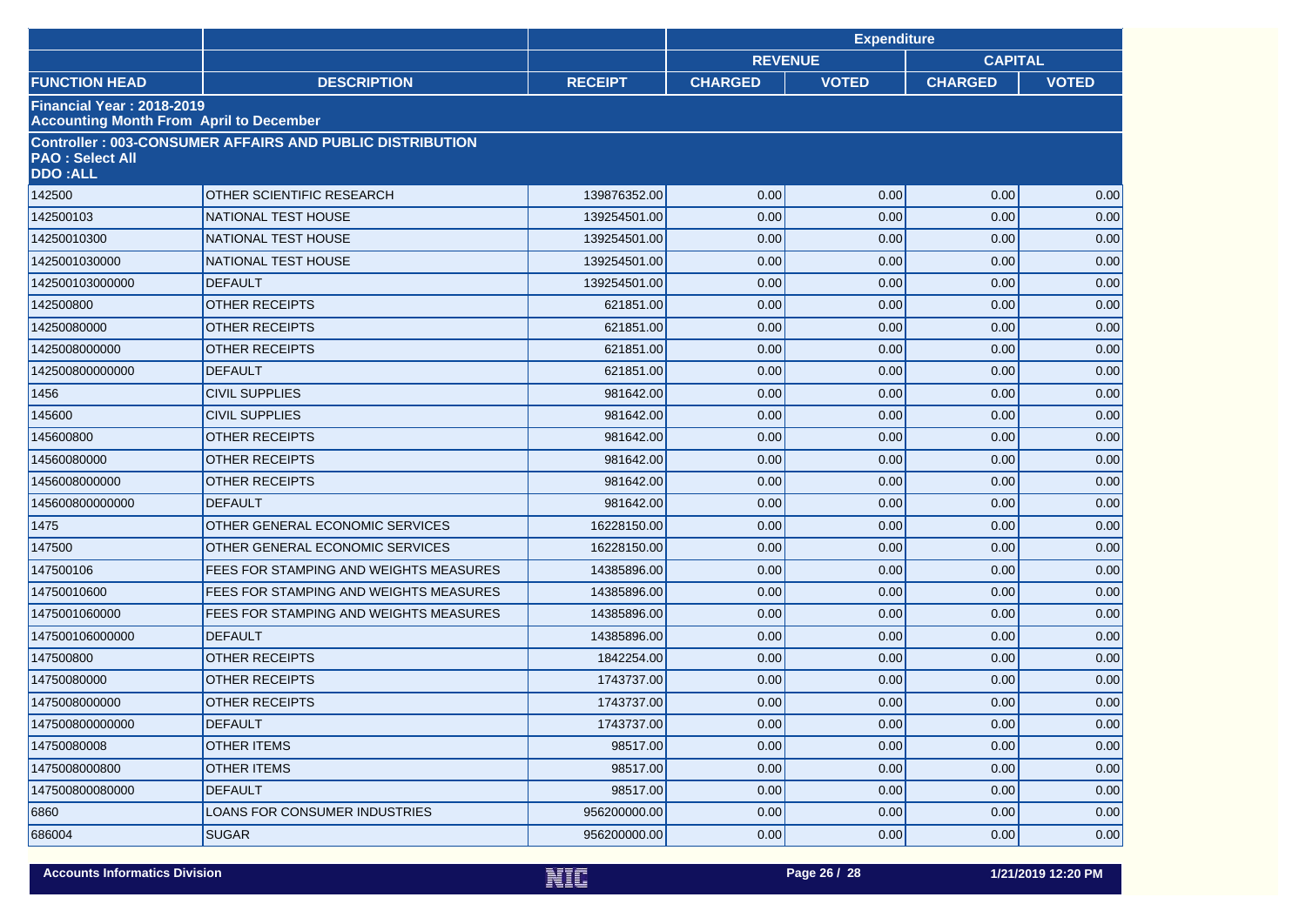| | | | Expenditure | | | |
|---|---|---|---|---|---|---|
| | | | REVENUE | | CAPITAL | |
| FUNCTION HEAD | DESCRIPTION | RECEIPT | CHARGED | VOTED | CHARGED | VOTED |
| **Financial Year : 2018-2019**<br>**Accounting Month From April to December** | | | | | | |
| **Controller : 003-CONSUMER AFFAIRS AND PUBLIC DISTRIBUTION**<br>**PAO : Select All**<br>**DDO :ALL** | | | | | | |
| 142500 | OTHER SCIENTIFIC RESEARCH | 139876352.00 | 0.00 | 0.00 | 0.00 | 0.00 |
| 142500103 | NATIONAL TEST HOUSE | 139254501.00 | 0.00 | 0.00 | 0.00 | 0.00 |
| 14250010300 | NATIONAL TEST HOUSE | 139254501.00 | 0.00 | 0.00 | 0.00 | 0.00 |
| 1425001030000 | NATIONAL TEST HOUSE | 139254501.00 | 0.00 | 0.00 | 0.00 | 0.00 |
| 142500103000000 | DEFAULT | 139254501.00 | 0.00 | 0.00 | 0.00 | 0.00 |
| 142500800 | OTHER RECEIPTS | 621851.00 | 0.00 | 0.00 | 0.00 | 0.00 |
| 14250080000 | OTHER RECEIPTS | 621851.00 | 0.00 | 0.00 | 0.00 | 0.00 |
| 1425008000000 | OTHER RECEIPTS | 621851.00 | 0.00 | 0.00 | 0.00 | 0.00 |
| 142500800000000 | DEFAULT | 621851.00 | 0.00 | 0.00 | 0.00 | 0.00 |
| 1456 | CIVIL SUPPLIES | 981642.00 | 0.00 | 0.00 | 0.00 | 0.00 |
| 145600 | CIVIL SUPPLIES | 981642.00 | 0.00 | 0.00 | 0.00 | 0.00 |
| 145600800 | OTHER RECEIPTS | 981642.00 | 0.00 | 0.00 | 0.00 | 0.00 |
| 14560080000 | OTHER RECEIPTS | 981642.00 | 0.00 | 0.00 | 0.00 | 0.00 |
| 1456008000000 | OTHER RECEIPTS | 981642.00 | 0.00 | 0.00 | 0.00 | 0.00 |
| 145600800000000 | DEFAULT | 981642.00 | 0.00 | 0.00 | 0.00 | 0.00 |
| 1475 | OTHER GENERAL ECONOMIC SERVICES | 16228150.00 | 0.00 | 0.00 | 0.00 | 0.00 |
| 147500 | OTHER GENERAL ECONOMIC SERVICES | 16228150.00 | 0.00 | 0.00 | 0.00 | 0.00 |
| 147500106 | FEES FOR STAMPING AND WEIGHTS MEASURES | 14385896.00 | 0.00 | 0.00 | 0.00 | 0.00 |
| 14750010600 | FEES FOR STAMPING AND WEIGHTS MEASURES | 14385896.00 | 0.00 | 0.00 | 0.00 | 0.00 |
| 1475001060000 | FEES FOR STAMPING AND WEIGHTS MEASURES | 14385896.00 | 0.00 | 0.00 | 0.00 | 0.00 |
| 147500106000000 | DEFAULT | 14385896.00 | 0.00 | 0.00 | 0.00 | 0.00 |
| 147500800 | OTHER RECEIPTS | 1842254.00 | 0.00 | 0.00 | 0.00 | 0.00 |
| 14750080000 | OTHER RECEIPTS | 1743737.00 | 0.00 | 0.00 | 0.00 | 0.00 |
| 1475008000000 | OTHER RECEIPTS | 1743737.00 | 0.00 | 0.00 | 0.00 | 0.00 |
| 147500800000000 | DEFAULT | 1743737.00 | 0.00 | 0.00 | 0.00 | 0.00 |
| 14750080008 | OTHER ITEMS | 98517.00 | 0.00 | 0.00 | 0.00 | 0.00 |
| 1475008000800 | OTHER ITEMS | 98517.00 | 0.00 | 0.00 | 0.00 | 0.00 |
| 147500800080000 | DEFAULT | 98517.00 | 0.00 | 0.00 | 0.00 | 0.00 |
| 6860 | LOANS FOR CONSUMER INDUSTRIES | 956200000.00 | 0.00 | 0.00 | 0.00 | 0.00 |
| 686004 | SUGAR | 956200000.00 | 0.00 | 0.00 | 0.00 | 0.00 |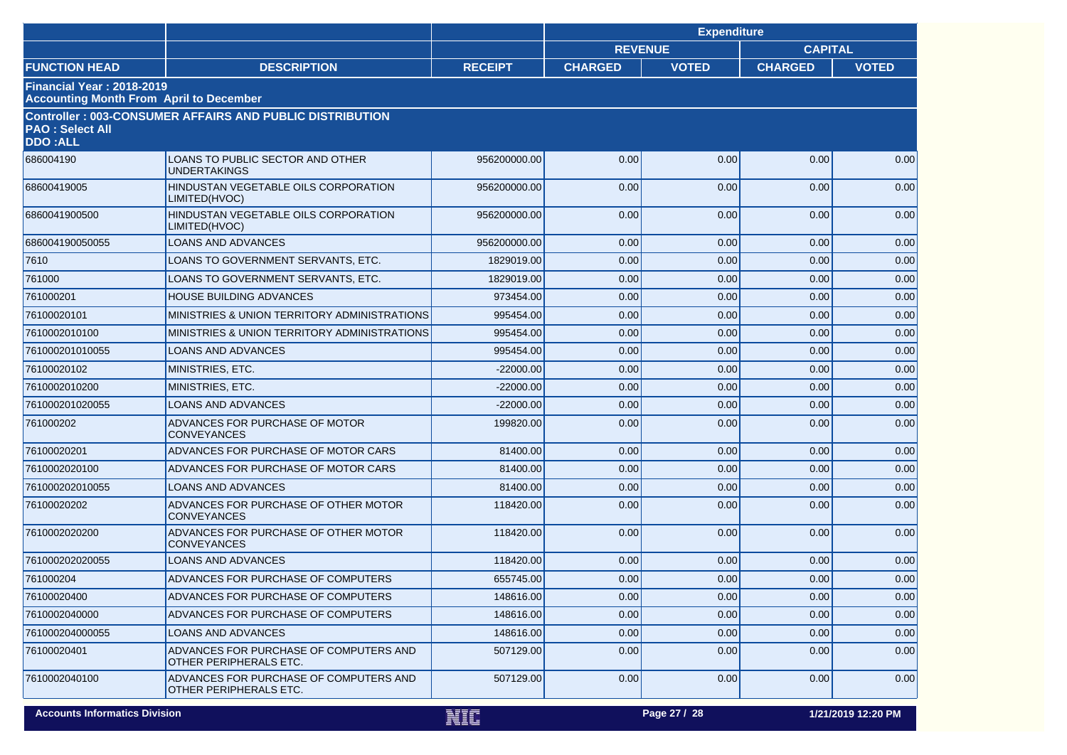| | | | Expenditure | | | |
|---|---|---|---|---|---|---|
| | | | REVENUE | | CAPITAL | |
| **FUNCTION HEAD** | **DESCRIPTION** | **RECEIPT** | **CHARGED** | **VOTED** | **CHARGED** | **VOTED** |
| **Financial Year : 2018-2019**<br>**Accounting Month From April to December** | | | | | | |
| **Controller : 003-CONSUMER AFFAIRS AND PUBLIC DISTRIBUTION**<br>**PAO : Select All**<br>**DDO :ALL** | | | | | | |
| 686004190 | LOANS TO PUBLIC SECTOR AND OTHER UNDERTAKINGS | 956200000.00 | 0.00 | 0.00 | 0.00 | 0.00 |
| 68600419005 | HINDUSTAN VEGETABLE OILS CORPORATION LIMITED(HVOC) | 956200000.00 | 0.00 | 0.00 | 0.00 | 0.00 |
| 6860041900500 | HINDUSTAN VEGETABLE OILS CORPORATION LIMITED(HVOC) | 956200000.00 | 0.00 | 0.00 | 0.00 | 0.00 |
| 686004190050055 | LOANS AND ADVANCES | 956200000.00 | 0.00 | 0.00 | 0.00 | 0.00 |
| 7610 | LOANS TO GOVERNMENT SERVANTS, ETC. | 1829019.00 | 0.00 | 0.00 | 0.00 | 0.00 |
| 761000 | LOANS TO GOVERNMENT SERVANTS, ETC. | 1829019.00 | 0.00 | 0.00 | 0.00 | 0.00 |
| 761000201 | HOUSE BUILDING ADVANCES | 973454.00 | 0.00 | 0.00 | 0.00 | 0.00 |
| 76100020101 | MINISTRIES & UNION TERRITORY ADMINISTRATIONS | 995454.00 | 0.00 | 0.00 | 0.00 | 0.00 |
| 7610002010100 | MINISTRIES & UNION TERRITORY ADMINISTRATIONS | 995454.00 | 0.00 | 0.00 | 0.00 | 0.00 |
| 761000201010055 | LOANS AND ADVANCES | 995454.00 | 0.00 | 0.00 | 0.00 | 0.00 |
| 76100020102 | MINISTRIES, ETC. | -22000.00 | 0.00 | 0.00 | 0.00 | 0.00 |
| 7610002010200 | MINISTRIES, ETC. | -22000.00 | 0.00 | 0.00 | 0.00 | 0.00 |
| 761000201020055 | LOANS AND ADVANCES | -22000.00 | 0.00 | 0.00 | 0.00 | 0.00 |
| 761000202 | ADVANCES FOR PURCHASE OF MOTOR CONVEYANCES | 199820.00 | 0.00 | 0.00 | 0.00 | 0.00 |
| 76100020201 | ADVANCES FOR PURCHASE OF MOTOR CARS | 81400.00 | 0.00 | 0.00 | 0.00 | 0.00 |
| 7610002020100 | ADVANCES FOR PURCHASE OF MOTOR CARS | 81400.00 | 0.00 | 0.00 | 0.00 | 0.00 |
| 761000202010055 | LOANS AND ADVANCES | 81400.00 | 0.00 | 0.00 | 0.00 | 0.00 |
| 76100020202 | ADVANCES FOR PURCHASE OF OTHER MOTOR CONVEYANCES | 118420.00 | 0.00 | 0.00 | 0.00 | 0.00 |
| 7610002020200 | ADVANCES FOR PURCHASE OF OTHER MOTOR CONVEYANCES | 118420.00 | 0.00 | 0.00 | 0.00 | 0.00 |
| 761000202020055 | LOANS AND ADVANCES | 118420.00 | 0.00 | 0.00 | 0.00 | 0.00 |
| 761000204 | ADVANCES FOR PURCHASE OF COMPUTERS | 655745.00 | 0.00 | 0.00 | 0.00 | 0.00 |
| 76100020400 | ADVANCES FOR PURCHASE OF COMPUTERS | 148616.00 | 0.00 | 0.00 | 0.00 | 0.00 |
| 7610002040000 | ADVANCES FOR PURCHASE OF COMPUTERS | 148616.00 | 0.00 | 0.00 | 0.00 | 0.00 |
| 761000204000055 | LOANS AND ADVANCES | 148616.00 | 0.00 | 0.00 | 0.00 | 0.00 |
| 76100020401 | ADVANCES FOR PURCHASE OF COMPUTERS AND OTHER PERIPHERALS ETC. | 507129.00 | 0.00 | 0.00 | 0.00 | 0.00 |
| 7610002040100 | ADVANCES FOR PURCHASE OF COMPUTERS AND OTHER PERIPHERALS ETC. | 507129.00 | 0.00 | 0.00 | 0.00 | 0.00 |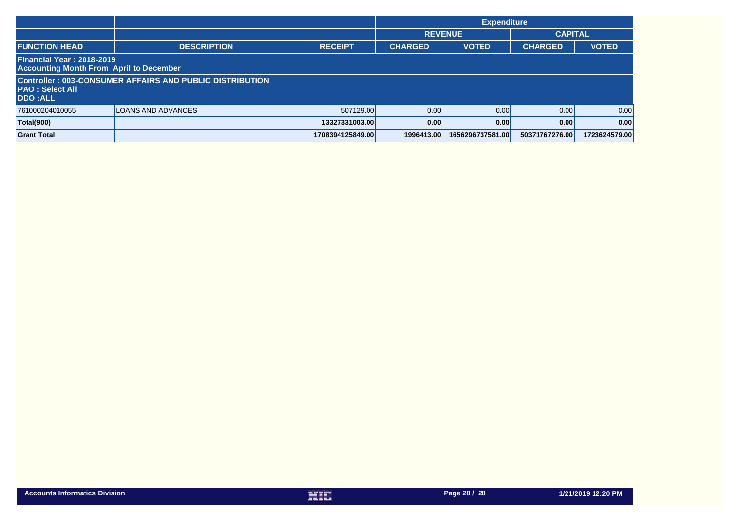| | | | Expenditure | | | |
|---|---|---|---|---|---|---|
| | | | REVENUE | | CAPITAL | |
| FUNCTION HEAD | DESCRIPTION | RECEIPT | CHARGED | VOTED | CHARGED | VOTED |
| **Financial Year : 2018-2019**<br>**Accounting Month From April to December** | | | | | | |
| **Controller : 003-CONSUMER AFFAIRS AND PUBLIC DISTRIBUTION**<br>**PAO : Select All**<br>**DDO :ALL** | | | | | | |
| 761000204010055 | LOANS AND ADVANCES | 507129.00 | 0.00 | 0.00 | 0.00 | 0.00 |
| **Total(900)** | | **13327331003.00** | **0.00** | **0.00** | **0.00** | **0.00** |
| **Grant Total** | | **1708394125849.00** | **1996413.00** | **1656296737581.00** | **50371767276.00** | **1723624579.00** |

Accounts Informatics Division

1/21/2019 12:20 PM